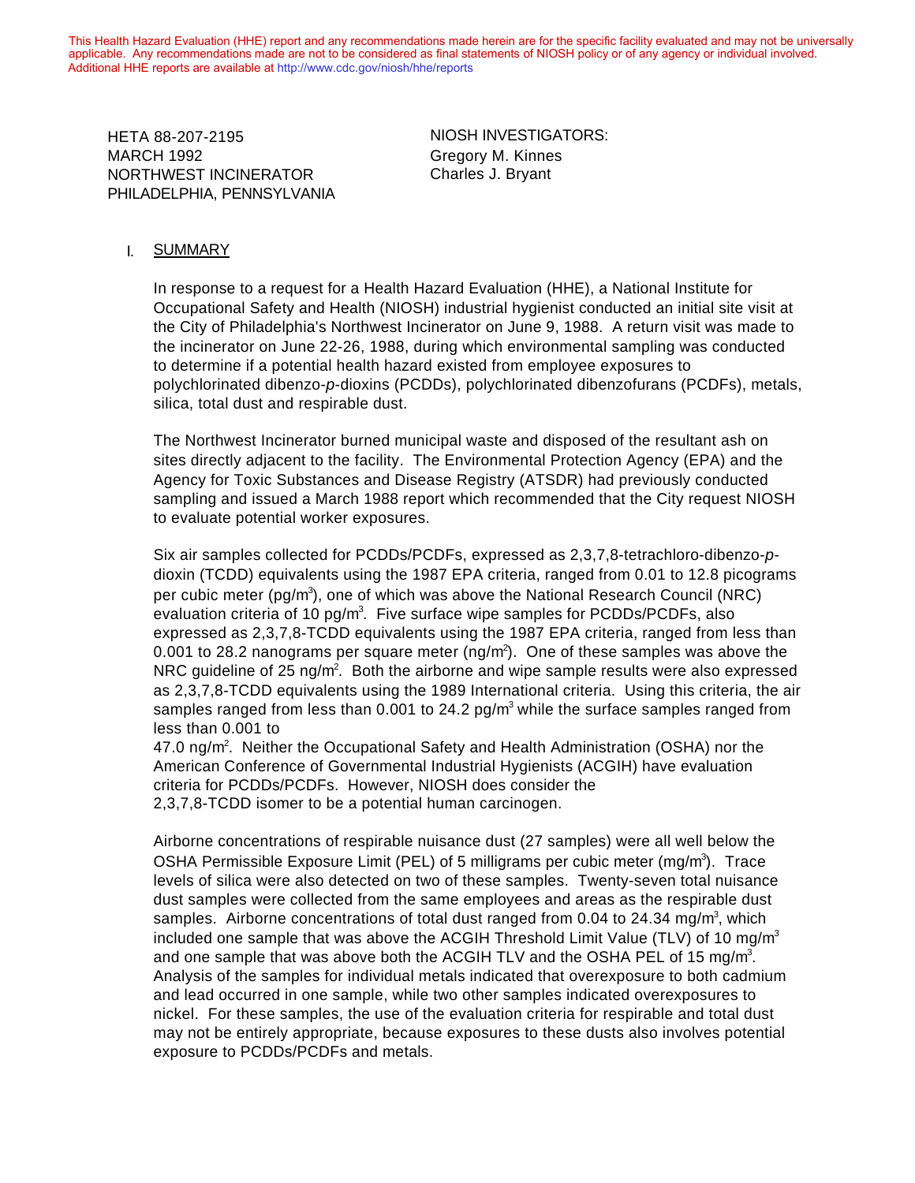This Health Hazard Evaluation (HHE) report and any recommendations made herein are for the specific facility evaluated and may not be universally applicable. Any recommendations made are not to be considered as final statements of NIOSH policy or of any agency or individual involved. Additional HHE reports are available at http://www.cdc.gov/niosh/hhe/reports

HETA 88-207-2195
MARCH 1992
NORTHWEST INCINERATOR
PHILADELPHIA, PENNSYLVANIA

NIOSH INVESTIGATORS:
Gregory M. Kinnes
Charles J. Bryant

## I. SUMMARY

In response to a request for a Health Hazard Evaluation (HHE), a National Institute for Occupational Safety and Health (NIOSH) industrial hygienist conducted an initial site visit at the City of Philadelphia's Northwest Incinerator on June 9, 1988. A return visit was made to the incinerator on June 22-26, 1988, during which environmental sampling was conducted to determine if a potential health hazard existed from employee exposures to polychlorinated dibenzo-*p*-dioxins (PCDDs), polychlorinated dibenzofurans (PCDFs), metals, silica, total dust and respirable dust.

The Northwest Incinerator burned municipal waste and disposed of the resultant ash on sites directly adjacent to the facility. The Environmental Protection Agency (EPA) and the Agency for Toxic Substances and Disease Registry (ATSDR) had previously conducted sampling and issued a March 1988 report which recommended that the City request NIOSH to evaluate potential worker exposures.

Six air samples collected for PCDDs/PCDFs, expressed as 2,3,7,8-tetrachloro-dibenzo-*p*-dioxin (TCDD) equivalents using the 1987 EPA criteria, ranged from 0.01 to 12.8 picograms per cubic meter (pg/m$^3$), one of which was above the National Research Council (NRC) evaluation criteria of 10 pg/m$^3$. Five surface wipe samples for PCDDs/PCDFs, also expressed as 2,3,7,8-TCDD equivalents using the 1987 EPA criteria, ranged from less than 0.001 to 28.2 nanograms per square meter (ng/m$^2$). One of these samples was above the NRC guideline of 25 ng/m$^2$. Both the airborne and wipe sample results were also expressed as 2,3,7,8-TCDD equivalents using the 1989 International criteria. Using this criteria, the air samples ranged from less than 0.001 to 24.2 pg/m$^3$ while the surface samples ranged from less than 0.001 to
47.0 ng/m$^2$. Neither the Occupational Safety and Health Administration (OSHA) nor the American Conference of Governmental Industrial Hygienists (ACGIH) have evaluation criteria for PCDDs/PCDFs. However, NIOSH does consider the 2,3,7,8-TCDD isomer to be a potential human carcinogen.

Airborne concentrations of respirable nuisance dust (27 samples) were all well below the OSHA Permissible Exposure Limit (PEL) of 5 milligrams per cubic meter (mg/m$^3$). Trace levels of silica were also detected on two of these samples. Twenty-seven total nuisance dust samples were collected from the same employees and areas as the respirable dust samples. Airborne concentrations of total dust ranged from 0.04 to 24.34 mg/m$^3$, which included one sample that was above the ACGIH Threshold Limit Value (TLV) of 10 mg/m$^3$ and one sample that was above both the ACGIH TLV and the OSHA PEL of 15 mg/m$^3$. Analysis of the samples for individual metals indicated that overexposure to both cadmium and lead occurred in one sample, while two other samples indicated overexposures to nickel. For these samples, the use of the evaluation criteria for respirable and total dust may not be entirely appropriate, because exposures to these dusts also involves potential exposure to PCDDs/PCDFs and metals.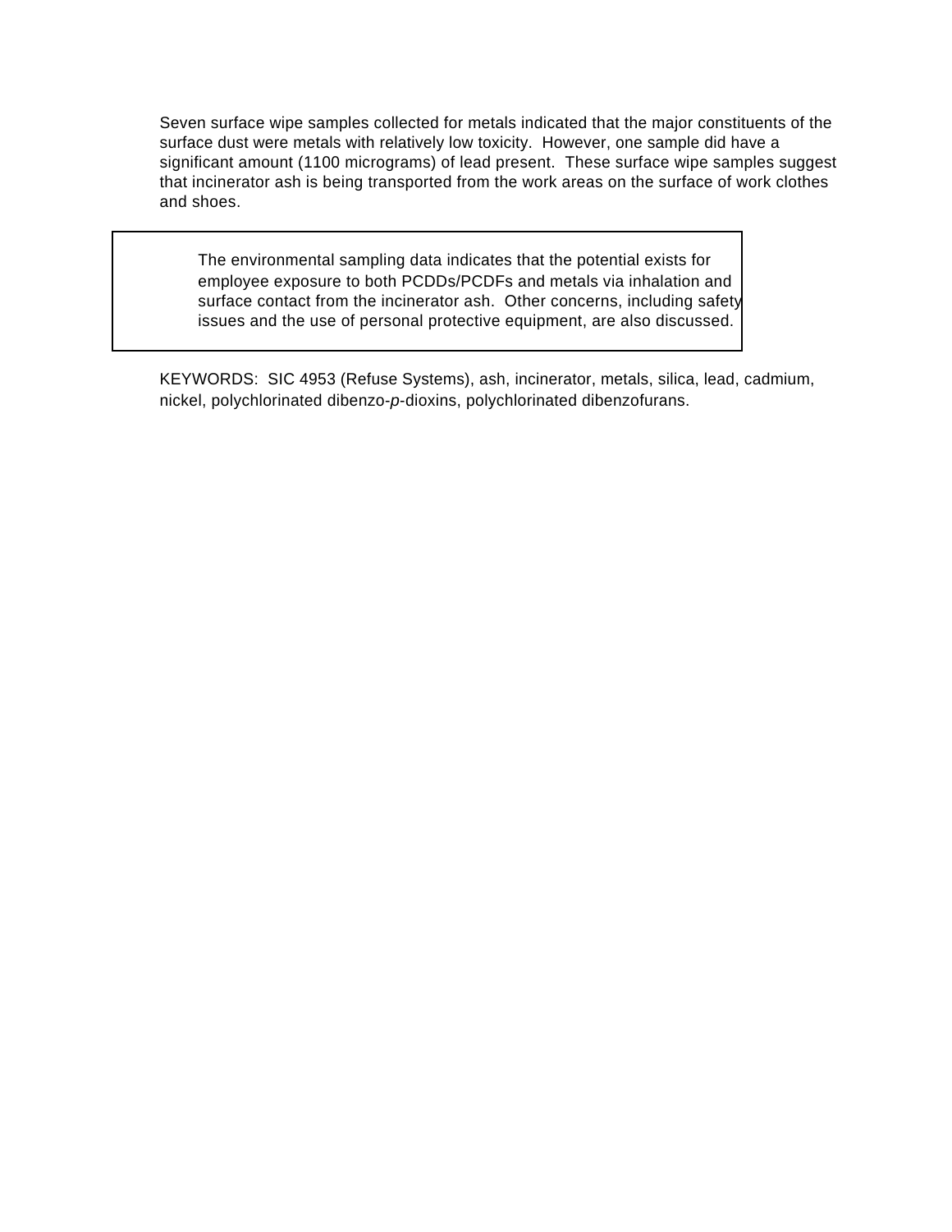Seven surface wipe samples collected for metals indicated that the major constituents of the surface dust were metals with relatively low toxicity. However, one sample did have a significant amount (1100 micrograms) of lead present. These surface wipe samples suggest that incinerator ash is being transported from the work areas on the surface of work clothes and shoes.

> The environmental sampling data indicates that the potential exists for employee exposure to both PCDDs/PCDFs and metals via inhalation and surface contact from the incinerator ash. Other concerns, including safety issues and the use of personal protective equipment, are also discussed.

KEYWORDS: SIC 4953 (Refuse Systems), ash, incinerator, metals, silica, lead, cadmium, nickel, polychlorinated dibenzo-*p*-dioxins, polychlorinated dibenzofurans.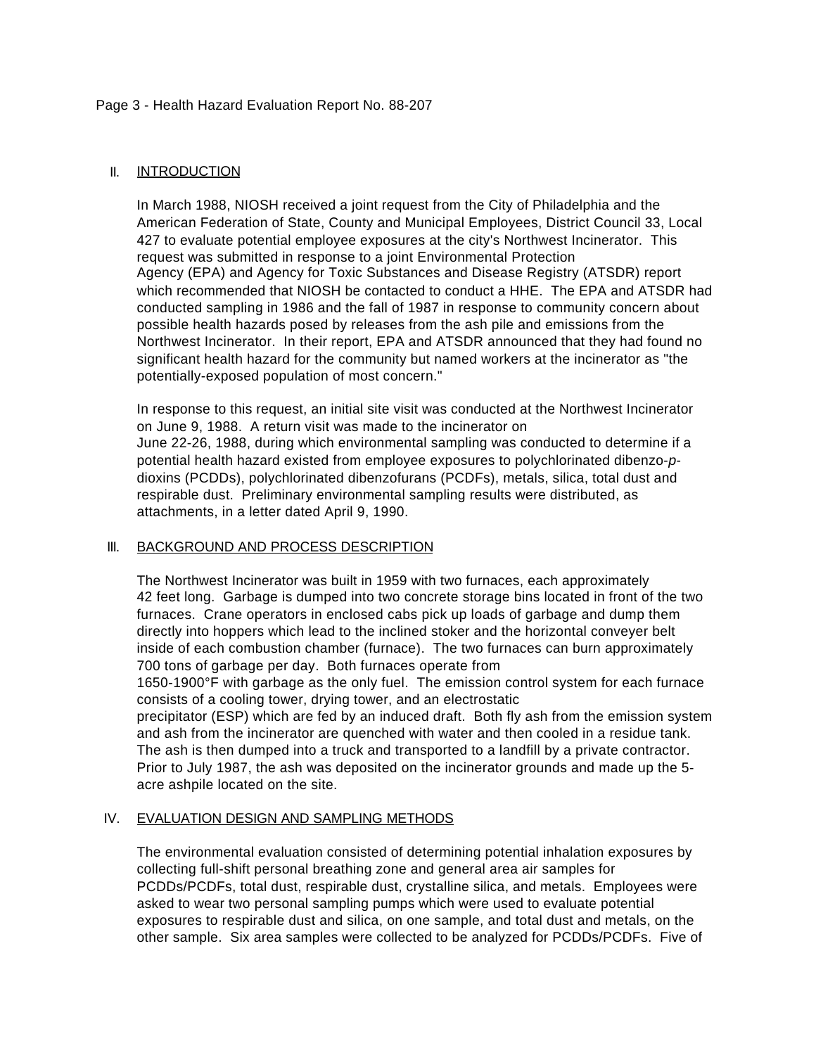## II. INTRODUCTION

In March 1988, NIOSH received a joint request from the City of Philadelphia and the American Federation of State, County and Municipal Employees, District Council 33, Local 427 to evaluate potential employee exposures at the city's Northwest Incinerator. This request was submitted in response to a joint Environmental Protection Agency (EPA) and Agency for Toxic Substances and Disease Registry (ATSDR) report which recommended that NIOSH be contacted to conduct a HHE. The EPA and ATSDR had conducted sampling in 1986 and the fall of 1987 in response to community concern about possible health hazards posed by releases from the ash pile and emissions from the Northwest Incinerator. In their report, EPA and ATSDR announced that they had found no significant health hazard for the community but named workers at the incinerator as "the potentially-exposed population of most concern."

In response to this request, an initial site visit was conducted at the Northwest Incinerator on June 9, 1988. A return visit was made to the incinerator on June 22-26, 1988, during which environmental sampling was conducted to determine if a potential health hazard existed from employee exposures to polychlorinated dibenzo-*p*-dioxins (PCDDs), polychlorinated dibenzofurans (PCDFs), metals, silica, total dust and respirable dust. Preliminary environmental sampling results were distributed, as attachments, in a letter dated April 9, 1990.

## III. BACKGROUND AND PROCESS DESCRIPTION

The Northwest Incinerator was built in 1959 with two furnaces, each approximately 42 feet long. Garbage is dumped into two concrete storage bins located in front of the two furnaces. Crane operators in enclosed cabs pick up loads of garbage and dump them directly into hoppers which lead to the inclined stoker and the horizontal conveyer belt inside of each combustion chamber (furnace). The two furnaces can burn approximately 700 tons of garbage per day. Both furnaces operate from 1650-1900°F with garbage as the only fuel. The emission control system for each furnace consists of a cooling tower, drying tower, and an electrostatic precipitator (ESP) which are fed by an induced draft. Both fly ash from the emission system and ash from the incinerator are quenched with water and then cooled in a residue tank. The ash is then dumped into a truck and transported to a landfill by a private contractor. Prior to July 1987, the ash was deposited on the incinerator grounds and made up the 5-acre ashpile located on the site.

## IV. EVALUATION DESIGN AND SAMPLING METHODS

The environmental evaluation consisted of determining potential inhalation exposures by collecting full-shift personal breathing zone and general area air samples for PCDDs/PCDFs, total dust, respirable dust, crystalline silica, and metals. Employees were asked to wear two personal sampling pumps which were used to evaluate potential exposures to respirable dust and silica, on one sample, and total dust and metals, on the other sample. Six area samples were collected to be analyzed for PCDDs/PCDFs. Five of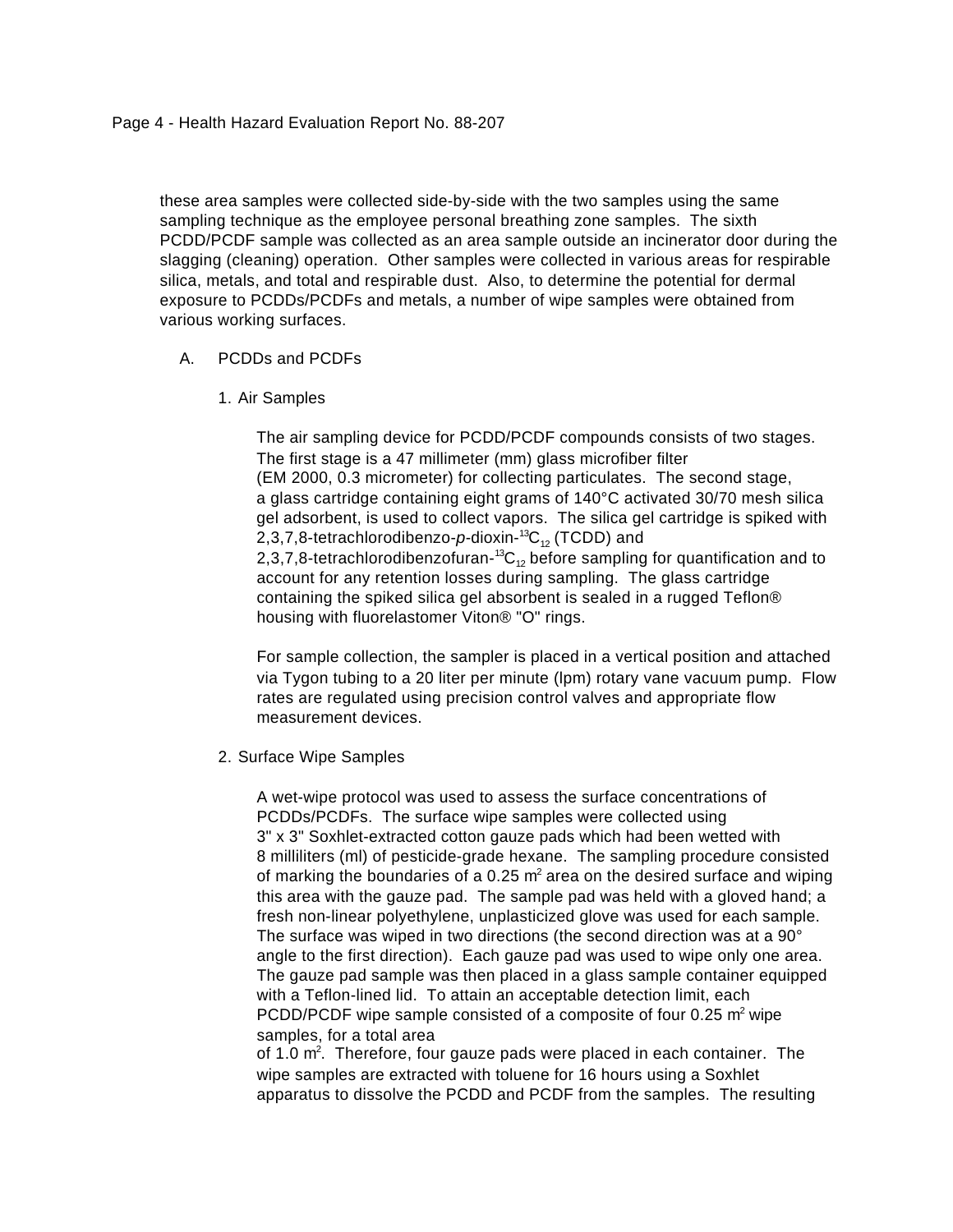these area samples were collected side-by-side with the two samples using the same sampling technique as the employee personal breathing zone samples. The sixth PCDD/PCDF sample was collected as an area sample outside an incinerator door during the slagging (cleaning) operation. Other samples were collected in various areas for respirable silica, metals, and total and respirable dust. Also, to determine the potential for dermal exposure to PCDDs/PCDFs and metals, a number of wipe samples were obtained from various working surfaces.

## A. PCDDs and PCDFs

### 1. Air Samples

The air sampling device for PCDD/PCDF compounds consists of two stages. The first stage is a 47 millimeter (mm) glass microfiber filter (EM 2000, 0.3 micrometer) for collecting particulates. The second stage, a glass cartridge containing eight grams of 140°C activated 30/70 mesh silica gel adsorbent, is used to collect vapors. The silica gel cartridge is spiked with 2,3,7,8-tetrachlorodibenzo-*p*-dioxin-$^{13}C_{12}$ (TCDD) and 2,3,7,8-tetrachlorodibenzofuran-$^{13}C_{12}$ before sampling for quantification and to account for any retention losses during sampling. The glass cartridge containing the spiked silica gel absorbent is sealed in a rugged Teflon® housing with fluorelastomer Viton® "O" rings.

For sample collection, the sampler is placed in a vertical position and attached via Tygon tubing to a 20 liter per minute (lpm) rotary vane vacuum pump. Flow rates are regulated using precision control valves and appropriate flow measurement devices.

### 2. Surface Wipe Samples

A wet-wipe protocol was used to assess the surface concentrations of PCDDs/PCDFs. The surface wipe samples were collected using 3" x 3" Soxhlet-extracted cotton gauze pads which had been wetted with 8 milliliters (ml) of pesticide-grade hexane. The sampling procedure consisted of marking the boundaries of a 0.25 $m^2$ area on the desired surface and wiping this area with the gauze pad. The sample pad was held with a gloved hand; a fresh non-linear polyethylene, unplasticized glove was used for each sample. The surface was wiped in two directions (the second direction was at a 90° angle to the first direction). Each gauze pad was used to wipe only one area. The gauze pad sample was then placed in a glass sample container equipped with a Teflon-lined lid. To attain an acceptable detection limit, each PCDD/PCDF wipe sample consisted of a composite of four 0.25 $m^2$ wipe samples, for a total area of 1.0 $m^2$. Therefore, four gauze pads were placed in each container. The wipe samples are extracted with toluene for 16 hours using a Soxhlet apparatus to dissolve the PCDD and PCDF from the samples. The resulting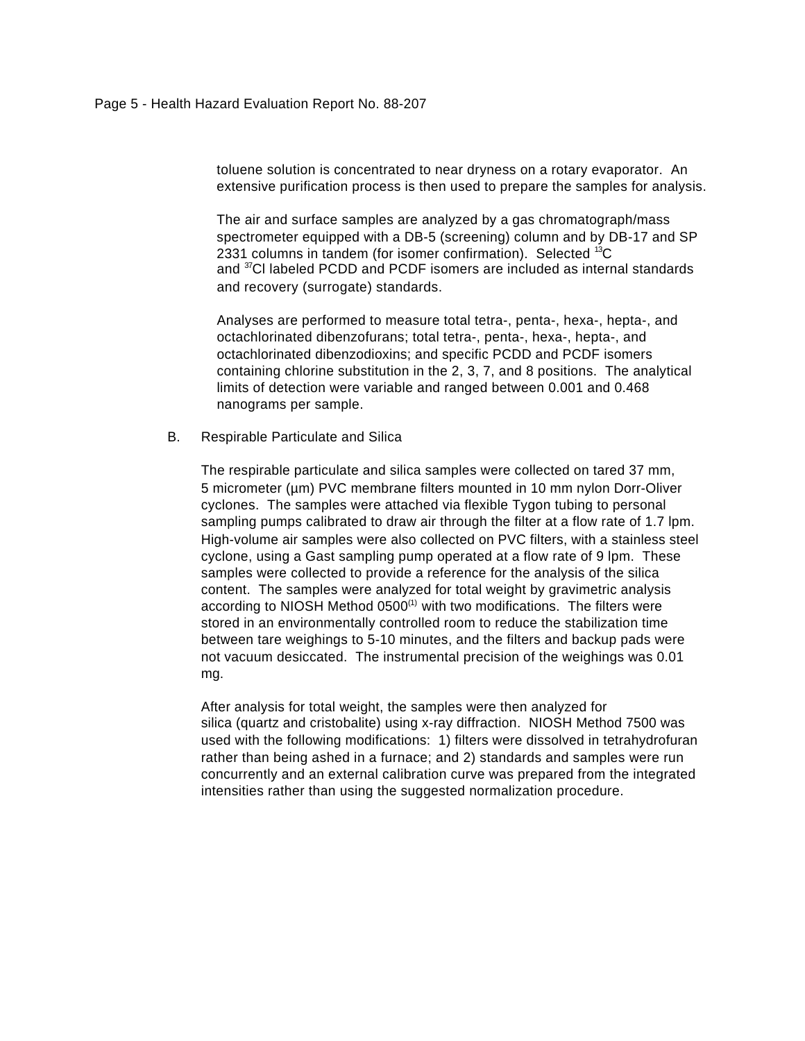toluene solution is concentrated to near dryness on a rotary evaporator. An extensive purification process is then used to prepare the samples for analysis.

The air and surface samples are analyzed by a gas chromatograph/mass spectrometer equipped with a DB-5 (screening) column and by DB-17 and SP 2331 columns in tandem (for isomer confirmation). Selected $^{13}C$ and $^{37}Cl$ labeled PCDD and PCDF isomers are included as internal standards and recovery (surrogate) standards.

Analyses are performed to measure total tetra-, penta-, hexa-, hepta-, and octachlorinated dibenzofurans; total tetra-, penta-, hexa-, hepta-, and octachlorinated dibenzodioxins; and specific PCDD and PCDF isomers containing chlorine substitution in the 2, 3, 7, and 8 positions. The analytical limits of detection were variable and ranged between 0.001 and 0.468 nanograms per sample.

B. Respirable Particulate and Silica

The respirable particulate and silica samples were collected on tared 37 mm, 5 micrometer (µm) PVC membrane filters mounted in 10 mm nylon Dorr-Oliver cyclones. The samples were attached via flexible Tygon tubing to personal sampling pumps calibrated to draw air through the filter at a flow rate of 1.7 lpm. High-volume air samples were also collected on PVC filters, with a stainless steel cyclone, using a Gast sampling pump operated at a flow rate of 9 lpm. These samples were collected to provide a reference for the analysis of the silica content. The samples were analyzed for total weight by gravimetric analysis according to NIOSH Method 0500[1] with two modifications. The filters were stored in an environmentally controlled room to reduce the stabilization time between tare weighings to 5-10 minutes, and the filters and backup pads were not vacuum desiccated. The instrumental precision of the weighings was 0.01 mg.

After analysis for total weight, the samples were then analyzed for silica (quartz and cristobalite) using x-ray diffraction. NIOSH Method 7500 was used with the following modifications: 1) filters were dissolved in tetrahydrofuran rather than being ashed in a furnace; and 2) standards and samples were run concurrently and an external calibration curve was prepared from the integrated intensities rather than using the suggested normalization procedure.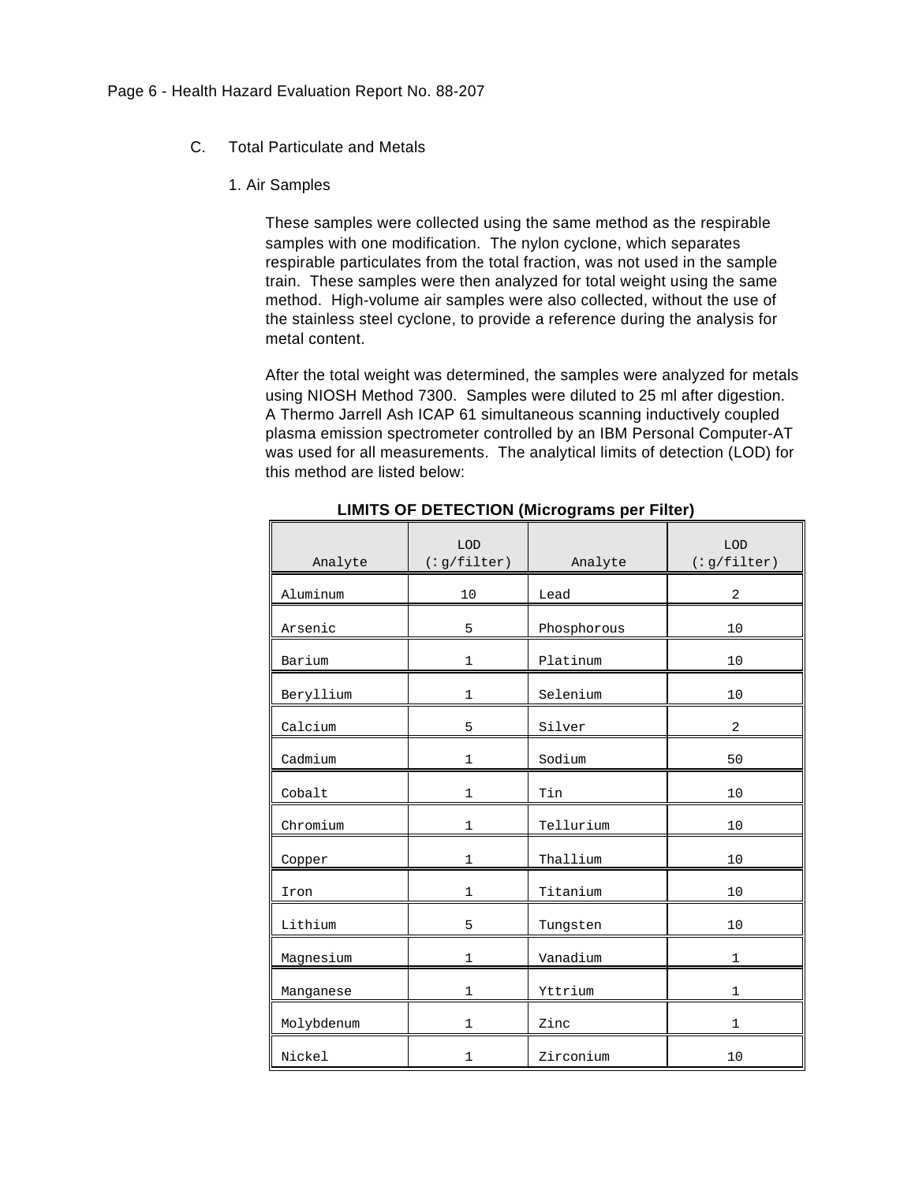C. Total Particulate and Metals

1. Air Samples

These samples were collected using the same method as the respirable samples with one modification. The nylon cyclone, which separates respirable particulates from the total fraction, was not used in the sample train. These samples were then analyzed for total weight using the same method. High-volume air samples were also collected, without the use of the stainless steel cyclone, to provide a reference during the analysis for metal content.

After the total weight was determined, the samples were analyzed for metals using NIOSH Method 7300. Samples were diluted to 25 ml after digestion. A Thermo Jarrell Ash ICAP 61 simultaneous scanning inductively coupled plasma emission spectrometer controlled by an IBM Personal Computer-AT was used for all measurements. The analytical limits of detection (LOD) for this method are listed below:

**LIMITS OF DETECTION (Micrograms per Filter)**

| Analyte | LOD (:g/filter) | Analyte | LOD (:g/filter) |
|---|---|---|---|
| Aluminum | 10 | Lead | 2 |
| Arsenic | 5 | Phosphorous | 10 |
| Barium | 1 | Platinum | 10 |
| Beryllium | 1 | Selenium | 10 |
| Calcium | 5 | Silver | 2 |
| Cadmium | 1 | Sodium | 50 |
| Cobalt | 1 | Tin | 10 |
| Chromium | 1 | Tellurium | 10 |
| Copper | 1 | Thallium | 10 |
| Iron | 1 | Titanium | 10 |
| Lithium | 5 | Tungsten | 10 |
| Magnesium | 1 | Vanadium | 1 |
| Manganese | 1 | Yttrium | 1 |
| Molybdenum | 1 | Zinc | 1 |
| Nickel | 1 | Zirconium | 10 |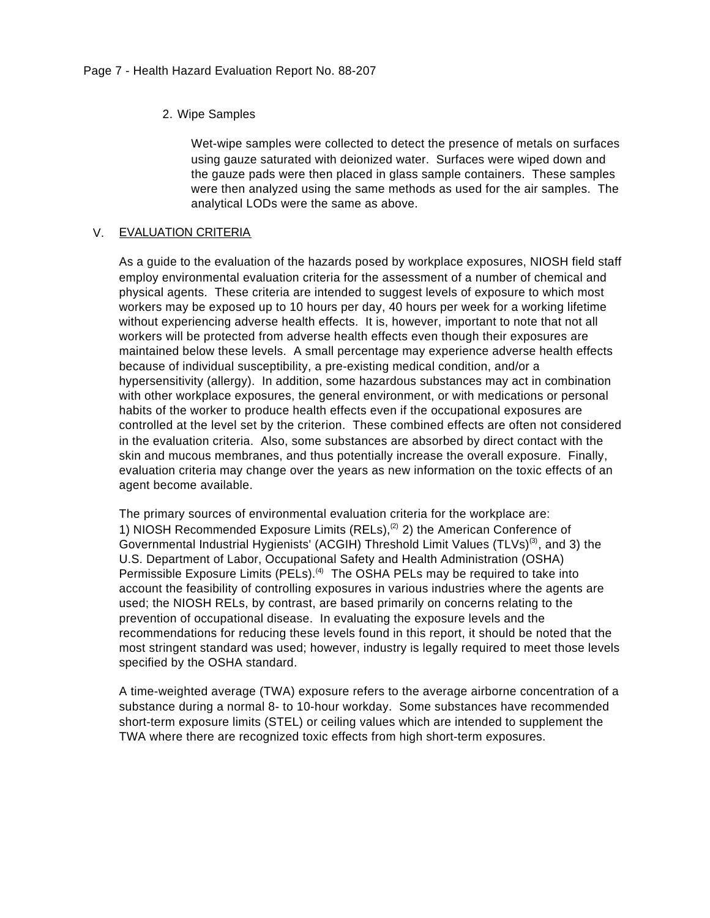2. Wipe Samples

Wet-wipe samples were collected to detect the presence of metals on surfaces using gauze saturated with deionized water. Surfaces were wiped down and the gauze pads were then placed in glass sample containers. These samples were then analyzed using the same methods as used for the air samples. The analytical LODs were the same as above.

## V. EVALUATION CRITERIA

As a guide to the evaluation of the hazards posed by workplace exposures, NIOSH field staff employ environmental evaluation criteria for the assessment of a number of chemical and physical agents. These criteria are intended to suggest levels of exposure to which most workers may be exposed up to 10 hours per day, 40 hours per week for a working lifetime without experiencing adverse health effects. It is, however, important to note that not all workers will be protected from adverse health effects even though their exposures are maintained below these levels. A small percentage may experience adverse health effects because of individual susceptibility, a pre-existing medical condition, and/or a hypersensitivity (allergy). In addition, some hazardous substances may act in combination with other workplace exposures, the general environment, or with medications or personal habits of the worker to produce health effects even if the occupational exposures are controlled at the level set by the criterion. These combined effects are often not considered in the evaluation criteria. Also, some substances are absorbed by direct contact with the skin and mucous membranes, and thus potentially increase the overall exposure. Finally, evaluation criteria may change over the years as new information on the toxic effects of an agent become available.

The primary sources of environmental evaluation criteria for the workplace are: 1) NIOSH Recommended Exposure Limits (RELs),[2] 2) the American Conference of Governmental Industrial Hygienists' (ACGIH) Threshold Limit Values (TLVs)[3], and 3) the U.S. Department of Labor, Occupational Safety and Health Administration (OSHA) Permissible Exposure Limits (PELs).[4] The OSHA PELs may be required to take into account the feasibility of controlling exposures in various industries where the agents are used; the NIOSH RELs, by contrast, are based primarily on concerns relating to the prevention of occupational disease. In evaluating the exposure levels and the recommendations for reducing these levels found in this report, it should be noted that the most stringent standard was used; however, industry is legally required to meet those levels specified by the OSHA standard.

A time-weighted average (TWA) exposure refers to the average airborne concentration of a substance during a normal 8- to 10-hour workday. Some substances have recommended short-term exposure limits (STEL) or ceiling values which are intended to supplement the TWA where there are recognized toxic effects from high short-term exposures.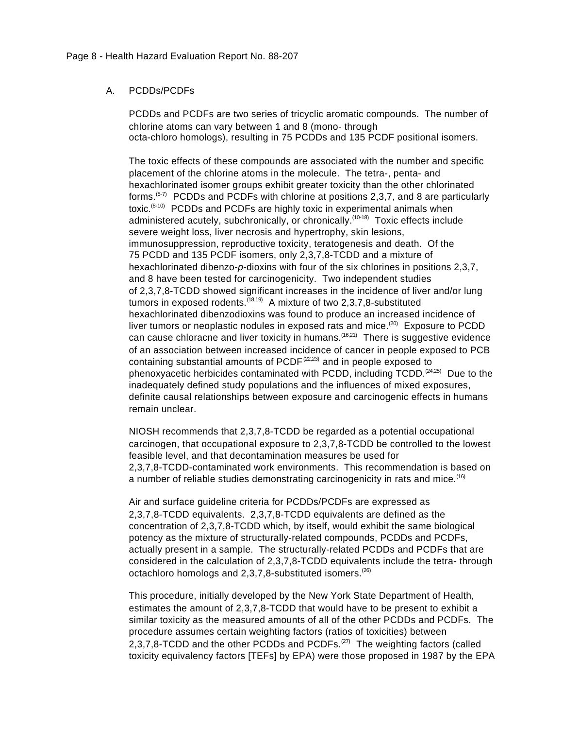### A. PCDDs/PCDFs

PCDDs and PCDFs are two series of tricyclic aromatic compounds. The number of chlorine atoms can vary between 1 and 8 (mono- through octa-chloro homologs), resulting in 75 PCDDs and 135 PCDF positional isomers.

The toxic effects of these compounds are associated with the number and specific placement of the chlorine atoms in the molecule. The tetra-, penta- and hexachlorinated isomer groups exhibit greater toxicity than the other chlorinated forms.[5-7] PCDDs and PCDFs with chlorine at positions 2,3,7, and 8 are particularly toxic.[8-10] PCDDs and PCDFs are highly toxic in experimental animals when administered acutely, subchronically, or chronically.[10-18] Toxic effects include severe weight loss, liver necrosis and hypertrophy, skin lesions, immunosuppression, reproductive toxicity, teratogenesis and death. Of the 75 PCDD and 135 PCDF isomers, only 2,3,7,8-TCDD and a mixture of hexachlorinated dibenzo-*p*-dioxins with four of the six chlorines in positions 2,3,7, and 8 have been tested for carcinogenicity. Two independent studies of 2,3,7,8-TCDD showed significant increases in the incidence of liver and/or lung tumors in exposed rodents.[18,19] A mixture of two 2,3,7,8-substituted hexachlorinated dibenzodioxins was found to produce an increased incidence of liver tumors or neoplastic nodules in exposed rats and mice.[20] Exposure to PCDD can cause chloracne and liver toxicity in humans.[16,21] There is suggestive evidence of an association between increased incidence of cancer in people exposed to PCB containing substantial amounts of PCDF[22,23] and in people exposed to phenoxyacetic herbicides contaminated with PCDD, including TCDD.[24,25] Due to the inadequately defined study populations and the influences of mixed exposures, definite causal relationships between exposure and carcinogenic effects in humans remain unclear.

NIOSH recommends that 2,3,7,8-TCDD be regarded as a potential occupational carcinogen, that occupational exposure to 2,3,7,8-TCDD be controlled to the lowest feasible level, and that decontamination measures be used for 2,3,7,8-TCDD-contaminated work environments. This recommendation is based on a number of reliable studies demonstrating carcinogenicity in rats and mice.[16]

Air and surface guideline criteria for PCDDs/PCDFs are expressed as 2,3,7,8-TCDD equivalents. 2,3,7,8-TCDD equivalents are defined as the concentration of 2,3,7,8-TCDD which, by itself, would exhibit the same biological potency as the mixture of structurally-related compounds, PCDDs and PCDFs, actually present in a sample. The structurally-related PCDDs and PCDFs that are considered in the calculation of 2,3,7,8-TCDD equivalents include the tetra- through octachloro homologs and 2,3,7,8-substituted isomers.[26]

This procedure, initially developed by the New York State Department of Health, estimates the amount of 2,3,7,8-TCDD that would have to be present to exhibit a similar toxicity as the measured amounts of all of the other PCDDs and PCDFs. The procedure assumes certain weighting factors (ratios of toxicities) between 2,3,7,8-TCDD and the other PCDDs and PCDFs.[27] The weighting factors (called toxicity equivalency factors [TEFs] by EPA) were those proposed in 1987 by the EPA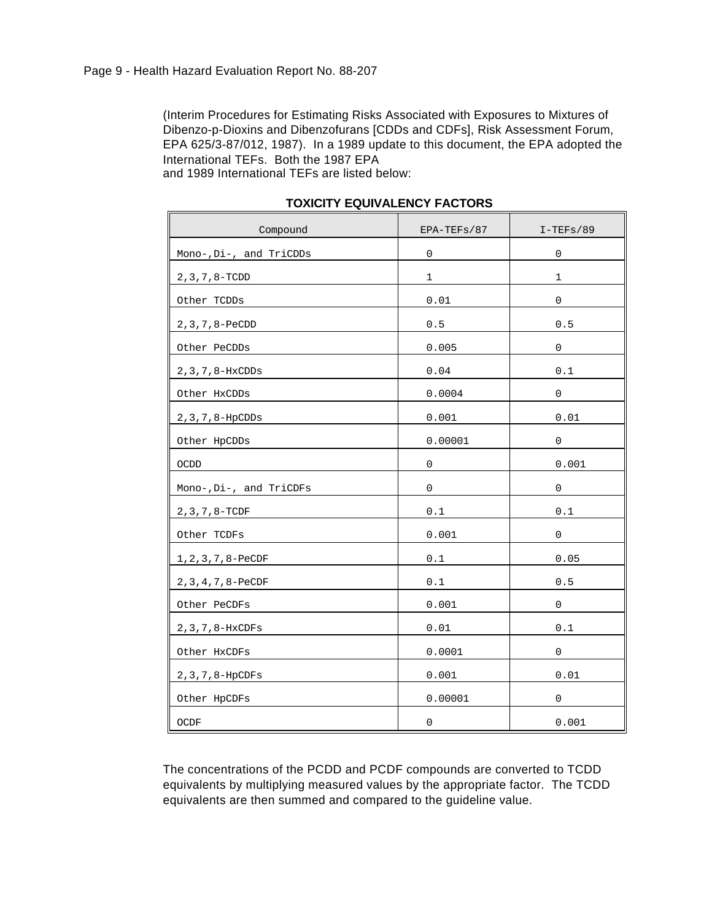(Interim Procedures for Estimating Risks Associated with Exposures to Mixtures of Dibenzo-p-Dioxins and Dibenzofurans [CDDs and CDFs], Risk Assessment Forum, EPA 625/3-87/012, 1987). In a 1989 update to this document, the EPA adopted the International TEFs. Both the 1987 EPA and 1989 International TEFs are listed below:

**TOXICITY EQUIVALENCY FACTORS**

| Compound | EPA-TEFs/87 | I-TEFs/89 |
|---|---|---|
| Mono-,Di-, and TriCDDs | 0 | 0 |
| 2,3,7,8-TCDD | 1 | 1 |
| Other TCDDs | 0.01 | 0 |
| 2,3,7,8-PeCDD | 0.5 | 0.5 |
| Other PeCDDs | 0.005 | 0 |
| 2,3,7,8-HxCDDs | 0.04 | 0.1 |
| Other HxCDDs | 0.0004 | 0 |
| 2,3,7,8-HpCDDs | 0.001 | 0.01 |
| Other HpCDDs | 0.00001 | 0 |
| OCDD | 0 | 0.001 |
| Mono-,Di-, and TriCDFs | 0 | 0 |
| 2,3,7,8-TCDF | 0.1 | 0.1 |
| Other TCDFs | 0.001 | 0 |
| 1,2,3,7,8-PeCDF | 0.1 | 0.05 |
| 2,3,4,7,8-PeCDF | 0.1 | 0.5 |
| Other PeCDFs | 0.001 | 0 |
| 2,3,7,8-HxCDFs | 0.01 | 0.1 |
| Other HxCDFs | 0.0001 | 0 |
| 2,3,7,8-HpCDFs | 0.001 | 0.01 |
| Other HpCDFs | 0.00001 | 0 |
| OCDF | 0 | 0.001 |

The concentrations of the PCDD and PCDF compounds are converted to TCDD equivalents by multiplying measured values by the appropriate factor. The TCDD equivalents are then summed and compared to the guideline value.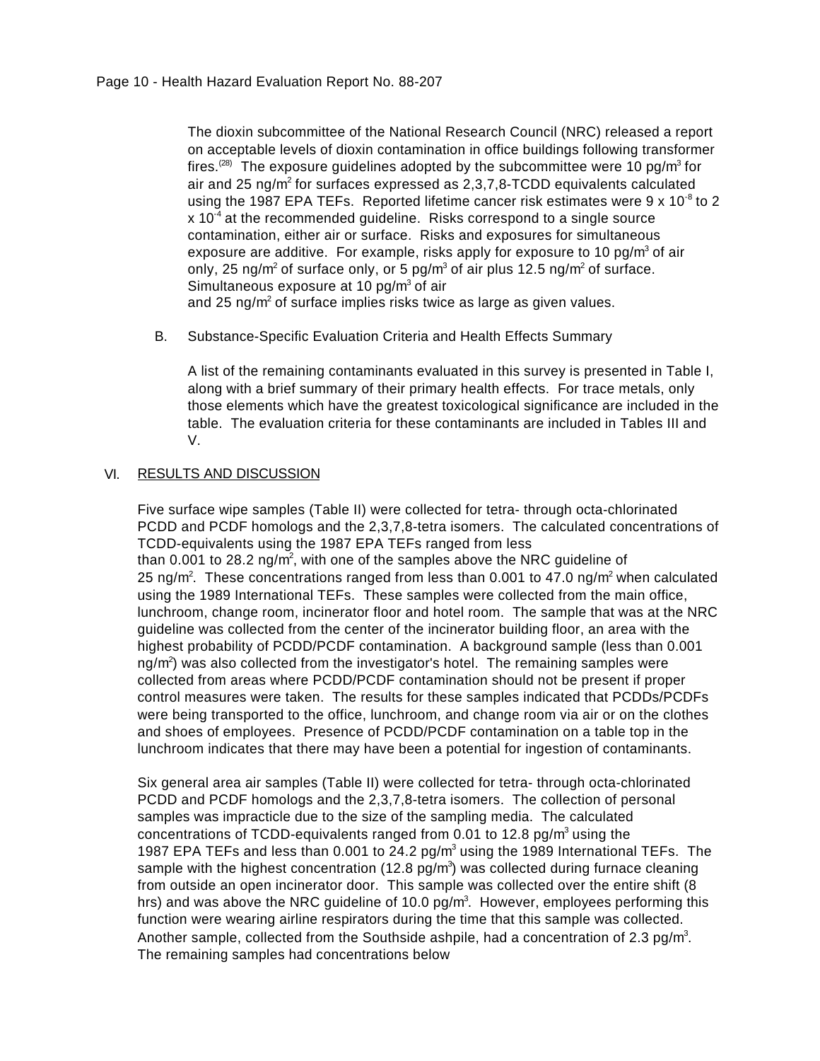The dioxin subcommittee of the National Research Council (NRC) released a report on acceptable levels of dioxin contamination in office buildings following transformer fires.[28] The exposure guidelines adopted by the subcommittee were 10 pg/$m^3$ for air and 25 ng/$m^2$ for surfaces expressed as 2,3,7,8-TCDD equivalents calculated using the 1987 EPA TEFs. Reported lifetime cancer risk estimates were $9 \times 10^{-8}$ to $2 \times 10^{-4}$ at the recommended guideline. Risks correspond to a single source contamination, either air or surface. Risks and exposures for simultaneous exposure are additive. For example, risks apply for exposure to 10 pg/$m^3$ of air only, 25 ng/$m^2$ of surface only, or 5 pg/$m^3$ of air plus 12.5 ng/$m^2$ of surface. Simultaneous exposure at 10 pg/$m^3$ of air and 25 ng/$m^2$ of surface implies risks twice as large as given values.

B. Substance-Specific Evaluation Criteria and Health Effects Summary

A list of the remaining contaminants evaluated in this survey is presented in Table I, along with a brief summary of their primary health effects. For trace metals, only those elements which have the greatest toxicological significance are included in the table. The evaluation criteria for these contaminants are included in Tables III and V.

## VI. RESULTS AND DISCUSSION

Five surface wipe samples (Table II) were collected for tetra- through octa-chlorinated PCDD and PCDF homologs and the 2,3,7,8-tetra isomers. The calculated concentrations of TCDD-equivalents using the 1987 EPA TEFs ranged from less than 0.001 to 28.2 ng/$m^2$, with one of the samples above the NRC guideline of 25 ng/$m^2$. These concentrations ranged from less than 0.001 to 47.0 ng/$m^2$ when calculated using the 1989 International TEFs. These samples were collected from the main office, lunchroom, change room, incinerator floor and hotel room. The sample that was at the NRC guideline was collected from the center of the incinerator building floor, an area with the highest probability of PCDD/PCDF contamination. A background sample (less than 0.001 ng/$m^2$) was also collected from the investigator's hotel. The remaining samples were collected from areas where PCDD/PCDF contamination should not be present if proper control measures were taken. The results for these samples indicated that PCDDs/PCDFs were being transported to the office, lunchroom, and change room via air or on the clothes and shoes of employees. Presence of PCDD/PCDF contamination on a table top in the lunchroom indicates that there may have been a potential for ingestion of contaminants.

Six general area air samples (Table II) were collected for tetra- through octa-chlorinated PCDD and PCDF homologs and the 2,3,7,8-tetra isomers. The collection of personal samples was impracticle due to the size of the sampling media. The calculated concentrations of TCDD-equivalents ranged from 0.01 to 12.8 pg/$m^3$ using the 1987 EPA TEFs and less than 0.001 to 24.2 pg/$m^3$ using the 1989 International TEFs. The sample with the highest concentration (12.8 pg/$m^3$) was collected during furnace cleaning from outside an open incinerator door. This sample was collected over the entire shift (8 hrs) and was above the NRC guideline of 10.0 pg/$m^3$. However, employees performing this function were wearing airline respirators during the time that this sample was collected. Another sample, collected from the Southside ashpile, had a concentration of 2.3 pg/$m^3$. The remaining samples had concentrations below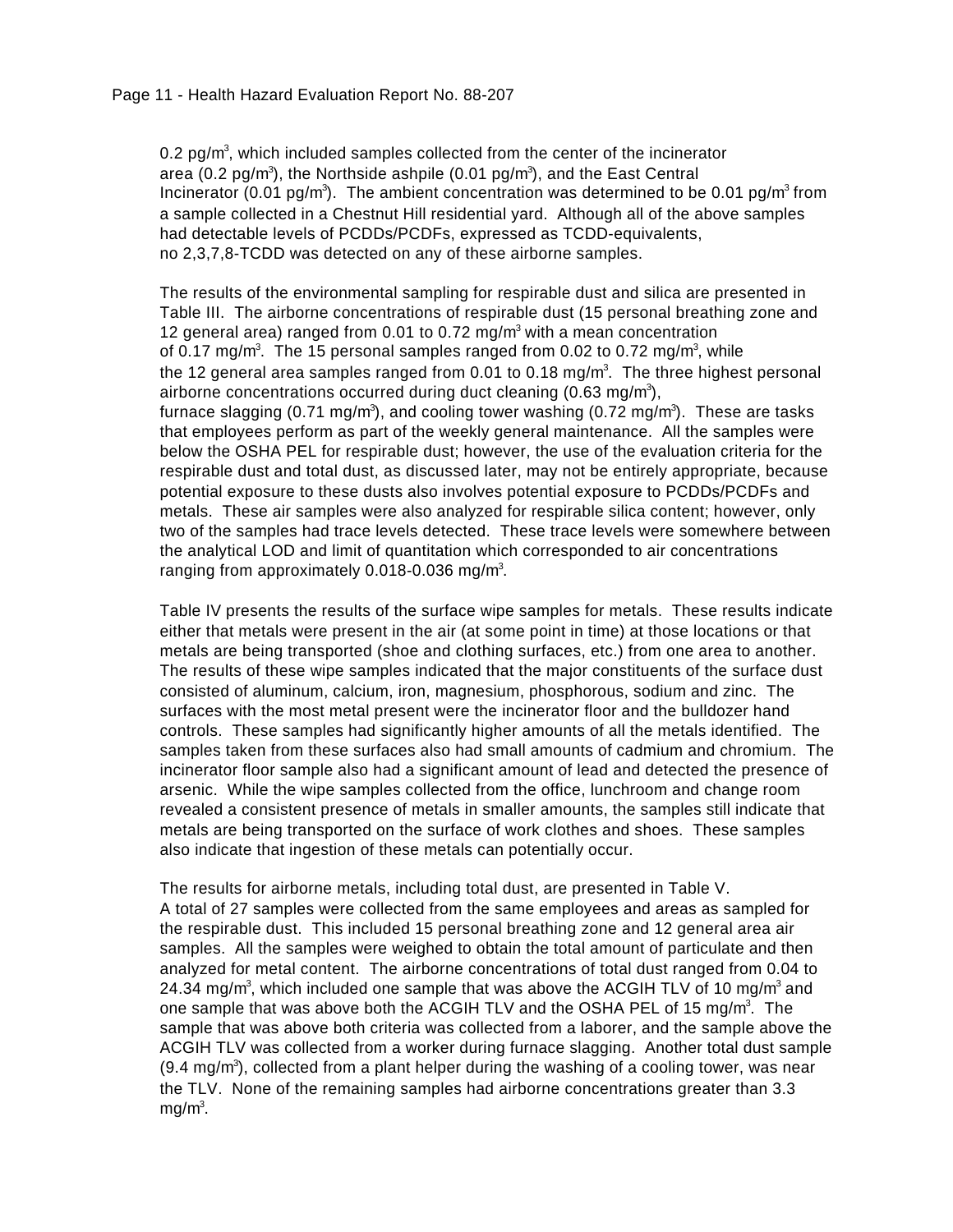0.2 pg/m$^3$, which included samples collected from the center of the incinerator area (0.2 pg/m$^3$), the Northside ashpile (0.01 pg/m$^3$), and the East Central Incinerator (0.01 pg/m$^3$). The ambient concentration was determined to be 0.01 pg/m$^3$ from a sample collected in a Chestnut Hill residential yard. Although all of the above samples had detectable levels of PCDDs/PCDFs, expressed as TCDD-equivalents, no 2,3,7,8-TCDD was detected on any of these airborne samples.

The results of the environmental sampling for respirable dust and silica are presented in Table III. The airborne concentrations of respirable dust (15 personal breathing zone and 12 general area) ranged from 0.01 to 0.72 mg/m$^3$ with a mean concentration of 0.17 mg/m$^3$. The 15 personal samples ranged from 0.02 to 0.72 mg/m$^3$, while the 12 general area samples ranged from 0.01 to 0.18 mg/m$^3$. The three highest personal airborne concentrations occurred during duct cleaning (0.63 mg/m$^3$), furnace slagging (0.71 mg/m$^3$), and cooling tower washing (0.72 mg/m$^3$). These are tasks that employees perform as part of the weekly general maintenance. All the samples were below the OSHA PEL for respirable dust; however, the use of the evaluation criteria for the respirable dust and total dust, as discussed later, may not be entirely appropriate, because potential exposure to these dusts also involves potential exposure to PCDDs/PCDFs and metals. These air samples were also analyzed for respirable silica content; however, only two of the samples had trace levels detected. These trace levels were somewhere between the analytical LOD and limit of quantitation which corresponded to air concentrations ranging from approximately 0.018-0.036 mg/m$^3$.

Table IV presents the results of the surface wipe samples for metals. These results indicate either that metals were present in the air (at some point in time) at those locations or that metals are being transported (shoe and clothing surfaces, etc.) from one area to another. The results of these wipe samples indicated that the major constituents of the surface dust consisted of aluminum, calcium, iron, magnesium, phosphorous, sodium and zinc. The surfaces with the most metal present were the incinerator floor and the bulldozer hand controls. These samples had significantly higher amounts of all the metals identified. The samples taken from these surfaces also had small amounts of cadmium and chromium. The incinerator floor sample also had a significant amount of lead and detected the presence of arsenic. While the wipe samples collected from the office, lunchroom and change room revealed a consistent presence of metals in smaller amounts, the samples still indicate that metals are being transported on the surface of work clothes and shoes. These samples also indicate that ingestion of these metals can potentially occur.

The results for airborne metals, including total dust, are presented in Table V. A total of 27 samples were collected from the same employees and areas as sampled for the respirable dust. This included 15 personal breathing zone and 12 general area air samples. All the samples were weighed to obtain the total amount of particulate and then analyzed for metal content. The airborne concentrations of total dust ranged from 0.04 to 24.34 mg/m$^3$, which included one sample that was above the ACGIH TLV of 10 mg/m$^3$ and one sample that was above both the ACGIH TLV and the OSHA PEL of 15 mg/m$^3$. The sample that was above both criteria was collected from a laborer, and the sample above the ACGIH TLV was collected from a worker during furnace slagging. Another total dust sample (9.4 mg/m$^3$), collected from a plant helper during the washing of a cooling tower, was near the TLV. None of the remaining samples had airborne concentrations greater than 3.3 mg/m$^3$.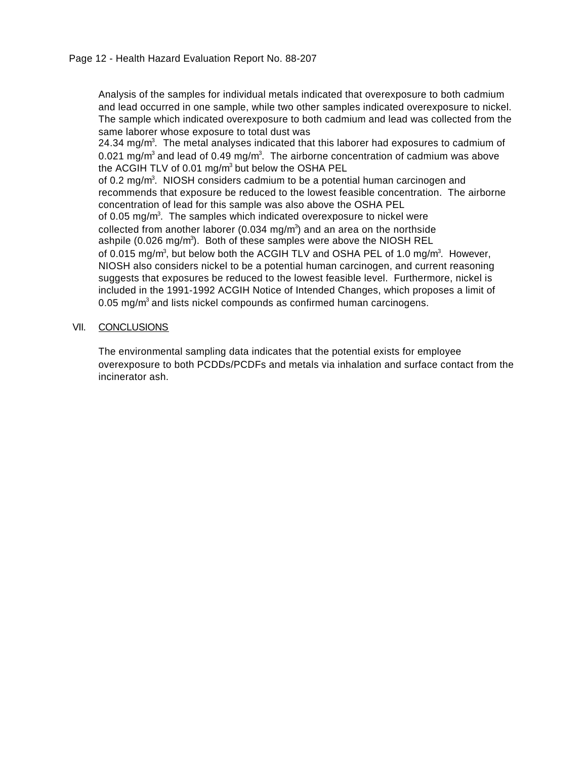Analysis of the samples for individual metals indicated that overexposure to both cadmium and lead occurred in one sample, while two other samples indicated overexposure to nickel. The sample which indicated overexposure to both cadmium and lead was collected from the same laborer whose exposure to total dust was 24.34 mg/m$^3$. The metal analyses indicated that this laborer had exposures to cadmium of 0.021 mg/m$^3$ and lead of 0.49 mg/m$^3$. The airborne concentration of cadmium was above the ACGIH TLV of 0.01 mg/m$^3$ but below the OSHA PEL of 0.2 mg/m$^3$. NIOSH considers cadmium to be a potential human carcinogen and recommends that exposure be reduced to the lowest feasible concentration. The airborne concentration of lead for this sample was also above the OSHA PEL of 0.05 mg/m$^3$. The samples which indicated overexposure to nickel were collected from another laborer (0.034 mg/m$^3$) and an area on the northside ashpile (0.026 mg/m$^3$). Both of these samples were above the NIOSH REL of 0.015 mg/m$^3$, but below both the ACGIH TLV and OSHA PEL of 1.0 mg/m$^3$. However, NIOSH also considers nickel to be a potential human carcinogen, and current reasoning suggests that exposures be reduced to the lowest feasible level. Furthermore, nickel is included in the 1991-1992 ACGIH Notice of Intended Changes, which proposes a limit of 0.05 mg/m$^3$ and lists nickel compounds as confirmed human carcinogens.

## VII. CONCLUSIONS

The environmental sampling data indicates that the potential exists for employee overexposure to both PCDDs/PCDFs and metals via inhalation and surface contact from the incinerator ash.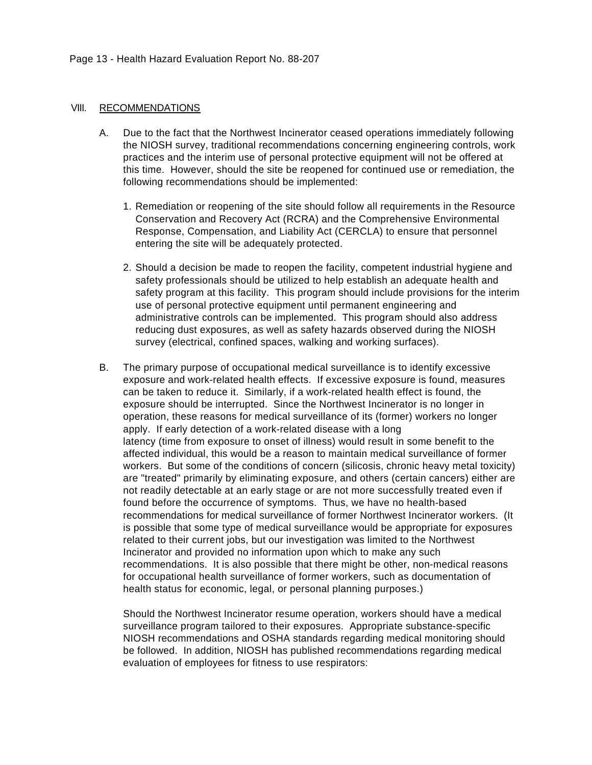## VIII. RECOMMENDATIONS

A. Due to the fact that the Northwest Incinerator ceased operations immediately following the NIOSH survey, traditional recommendations concerning engineering controls, work practices and the interim use of personal protective equipment will not be offered at this time. However, should the site be reopened for continued use or remediation, the following recommendations should be implemented:

1. Remediation or reopening of the site should follow all requirements in the Resource Conservation and Recovery Act (RCRA) and the Comprehensive Environmental Response, Compensation, and Liability Act (CERCLA) to ensure that personnel entering the site will be adequately protected.

2. Should a decision be made to reopen the facility, competent industrial hygiene and safety professionals should be utilized to help establish an adequate health and safety program at this facility. This program should include provisions for the interim use of personal protective equipment until permanent engineering and administrative controls can be implemented. This program should also address reducing dust exposures, as well as safety hazards observed during the NIOSH survey (electrical, confined spaces, walking and working surfaces).

B. The primary purpose of occupational medical surveillance is to identify excessive exposure and work-related health effects. If excessive exposure is found, measures can be taken to reduce it. Similarly, if a work-related health effect is found, the exposure should be interrupted. Since the Northwest Incinerator is no longer in operation, these reasons for medical surveillance of its (former) workers no longer apply. If early detection of a work-related disease with a long latency (time from exposure to onset of illness) would result in some benefit to the affected individual, this would be a reason to maintain medical surveillance of former workers. But some of the conditions of concern (silicosis, chronic heavy metal toxicity) are "treated" primarily by eliminating exposure, and others (certain cancers) either are not readily detectable at an early stage or are not more successfully treated even if found before the occurrence of symptoms. Thus, we have no health-based recommendations for medical surveillance of former Northwest Incinerator workers. (It is possible that some type of medical surveillance would be appropriate for exposures related to their current jobs, but our investigation was limited to the Northwest Incinerator and provided no information upon which to make any such recommendations. It is also possible that there might be other, non-medical reasons for occupational health surveillance of former workers, such as documentation of health status for economic, legal, or personal planning purposes.)

Should the Northwest Incinerator resume operation, workers should have a medical surveillance program tailored to their exposures. Appropriate substance-specific NIOSH recommendations and OSHA standards regarding medical monitoring should be followed. In addition, NIOSH has published recommendations regarding medical evaluation of employees for fitness to use respirators: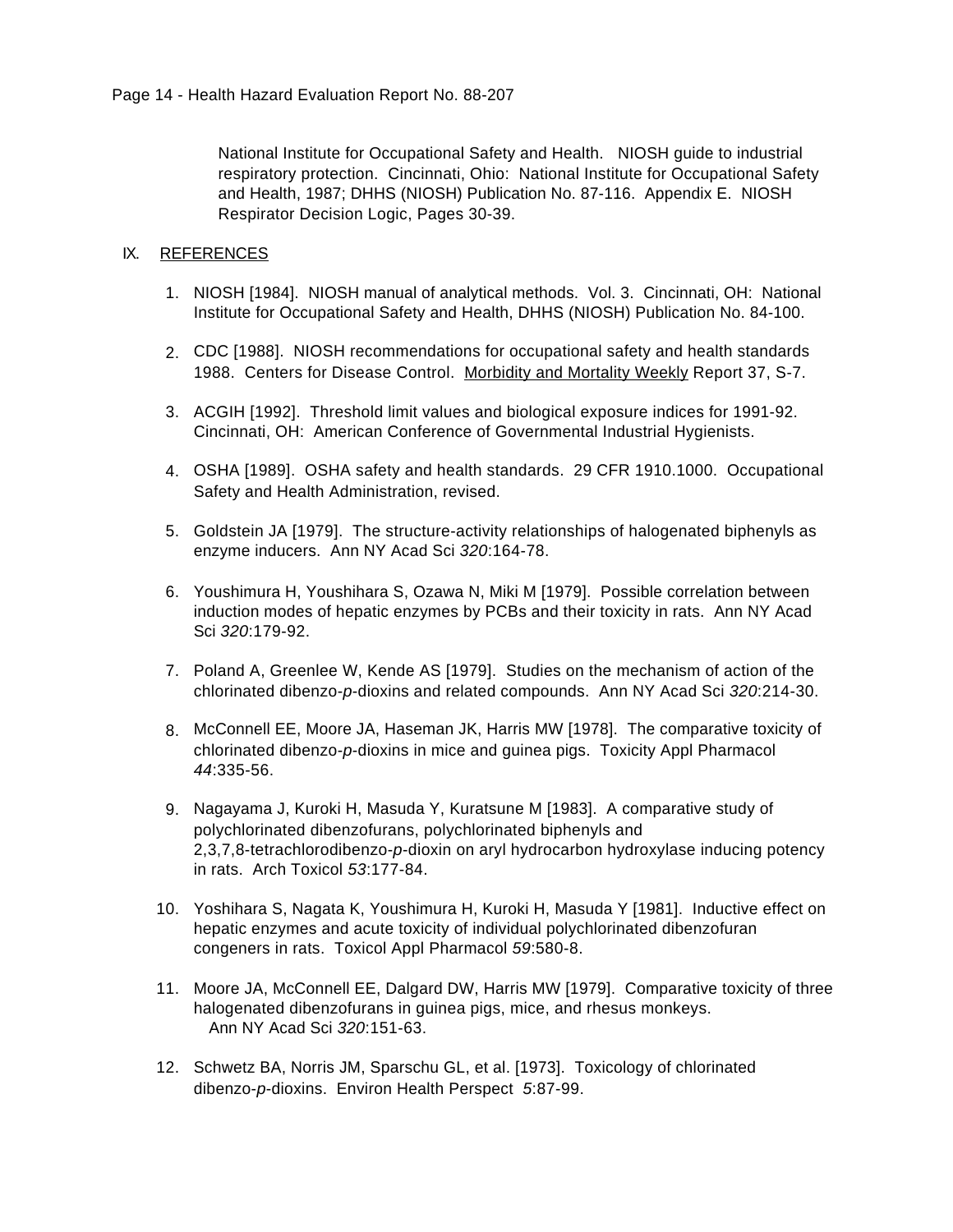National Institute for Occupational Safety and Health. NIOSH guide to industrial respiratory protection. Cincinnati, Ohio: National Institute for Occupational Safety and Health, 1987; DHHS (NIOSH) Publication No. 87-116. Appendix E. NIOSH Respirator Decision Logic, Pages 30-39.

## IX. REFERENCES

1. NIOSH [1984]. NIOSH manual of analytical methods. Vol. 3. Cincinnati, OH: National Institute for Occupational Safety and Health, DHHS (NIOSH) Publication No. 84-100.

2. CDC [1988]. NIOSH recommendations for occupational safety and health standards 1988. Centers for Disease Control. Morbidity and Mortality Weekly Report 37, S-7.

3. ACGIH [1992]. Threshold limit values and biological exposure indices for 1991-92. Cincinnati, OH: American Conference of Governmental Industrial Hygienists.

4. OSHA [1989]. OSHA safety and health standards. 29 CFR 1910.1000. Occupational Safety and Health Administration, revised.

5. Goldstein JA [1979]. The structure-activity relationships of halogenated biphenyls as enzyme inducers. Ann NY Acad Sci *320*:164-78.

6. Youshimura H, Youshihara S, Ozawa N, Miki M [1979]. Possible correlation between induction modes of hepatic enzymes by PCBs and their toxicity in rats. Ann NY Acad Sci *320*:179-92.

7. Poland A, Greenlee W, Kende AS [1979]. Studies on the mechanism of action of the chlorinated dibenzo-*p*-dioxins and related compounds. Ann NY Acad Sci *320*:214-30.

8. McConnell EE, Moore JA, Haseman JK, Harris MW [1978]. The comparative toxicity of chlorinated dibenzo-*p*-dioxins in mice and guinea pigs. Toxicity Appl Pharmacol *44*:335-56.

9. Nagayama J, Kuroki H, Masuda Y, Kuratsune M [1983]. A comparative study of polychlorinated dibenzofurans, polychlorinated biphenyls and 2,3,7,8-tetrachlorodibenzo-*p*-dioxin on aryl hydrocarbon hydroxylase inducing potency in rats. Arch Toxicol *53*:177-84.

10. Yoshihara S, Nagata K, Youshimura H, Kuroki H, Masuda Y [1981]. Inductive effect on hepatic enzymes and acute toxicity of individual polychlorinated dibenzofuran congeners in rats. Toxicol Appl Pharmacol *59*:580-8.

11. Moore JA, McConnell EE, Dalgard DW, Harris MW [1979]. Comparative toxicity of three halogenated dibenzofurans in guinea pigs, mice, and rhesus monkeys. Ann NY Acad Sci *320*:151-63.

12. Schwetz BA, Norris JM, Sparschu GL, et al. [1973]. Toxicology of chlorinated dibenzo-*p*-dioxins. Environ Health Perspect *5*:87-99.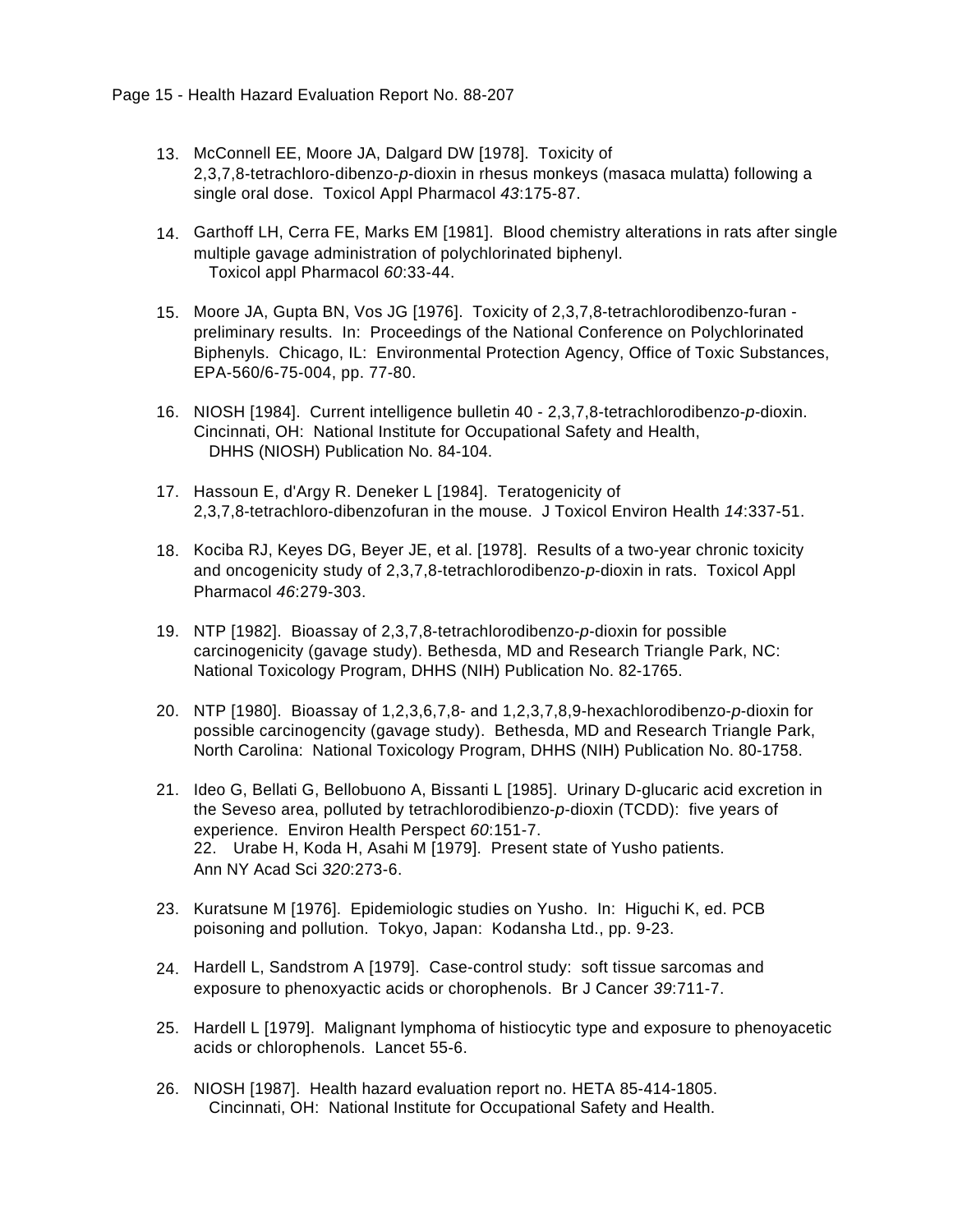13. McConnell EE, Moore JA, Dalgard DW [1978]. Toxicity of 2,3,7,8-tetrachloro-dibenzo-*p*-dioxin in rhesus monkeys (masaca mulatta) following a single oral dose. Toxicol Appl Pharmacol *43*:175-87.

14. Garthoff LH, Cerra FE, Marks EM [1981]. Blood chemistry alterations in rats after single multiple gavage administration of polychlorinated biphenyl. Toxicol appl Pharmacol *60*:33-44.

15. Moore JA, Gupta BN, Vos JG [1976]. Toxicity of 2,3,7,8-tetrachlorodibenzo-furan - preliminary results. In: Proceedings of the National Conference on Polychlorinated Biphenyls. Chicago, IL: Environmental Protection Agency, Office of Toxic Substances, EPA-560/6-75-004, pp. 77-80.

16. NIOSH [1984]. Current intelligence bulletin 40 - 2,3,7,8-tetrachlorodibenzo-*p*-dioxin. Cincinnati, OH: National Institute for Occupational Safety and Health, DHHS (NIOSH) Publication No. 84-104.

17. Hassoun E, d'Argy R. Deneker L [1984]. Teratogenicity of 2,3,7,8-tetrachloro-dibenzofuran in the mouse. J Toxicol Environ Health *14*:337-51.

18. Kociba RJ, Keyes DG, Beyer JE, et al. [1978]. Results of a two-year chronic toxicity and oncogenicity study of 2,3,7,8-tetrachlorodibenzo-*p*-dioxin in rats. Toxicol Appl Pharmacol *46*:279-303.

19. NTP [1982]. Bioassay of 2,3,7,8-tetrachlorodibenzo-*p*-dioxin for possible carcinogenicity (gavage study). Bethesda, MD and Research Triangle Park, NC: National Toxicology Program, DHHS (NIH) Publication No. 82-1765.

20. NTP [1980]. Bioassay of 1,2,3,6,7,8- and 1,2,3,7,8,9-hexachlorodibenzo-*p*-dioxin for possible carcinogencity (gavage study). Bethesda, MD and Research Triangle Park, North Carolina: National Toxicology Program, DHHS (NIH) Publication No. 80-1758.

21. Ideo G, Bellati G, Bellobuono A, Bissanti L [1985]. Urinary D-glucaric acid excretion in the Seveso area, polluted by tetrachlorodibienzo-*p*-dioxin (TCDD): five years of experience. Environ Health Perspect *60*:151-7.

22. Urabe H, Koda H, Asahi M [1979]. Present state of Yusho patients. Ann NY Acad Sci *320*:273-6.

23. Kuratsune M [1976]. Epidemiologic studies on Yusho. In: Higuchi K, ed. PCB poisoning and pollution. Tokyo, Japan: Kodansha Ltd., pp. 9-23.

24. Hardell L, Sandstrom A [1979]. Case-control study: soft tissue sarcomas and exposure to phenoxyactic acids or chorophenols. Br J Cancer *39*:711-7.

25. Hardell L [1979]. Malignant lymphoma of histiocytic type and exposure to phenoyacetic acids or chlorophenols. Lancet 55-6.

26. NIOSH [1987]. Health hazard evaluation report no. HETA 85-414-1805. Cincinnati, OH: National Institute for Occupational Safety and Health.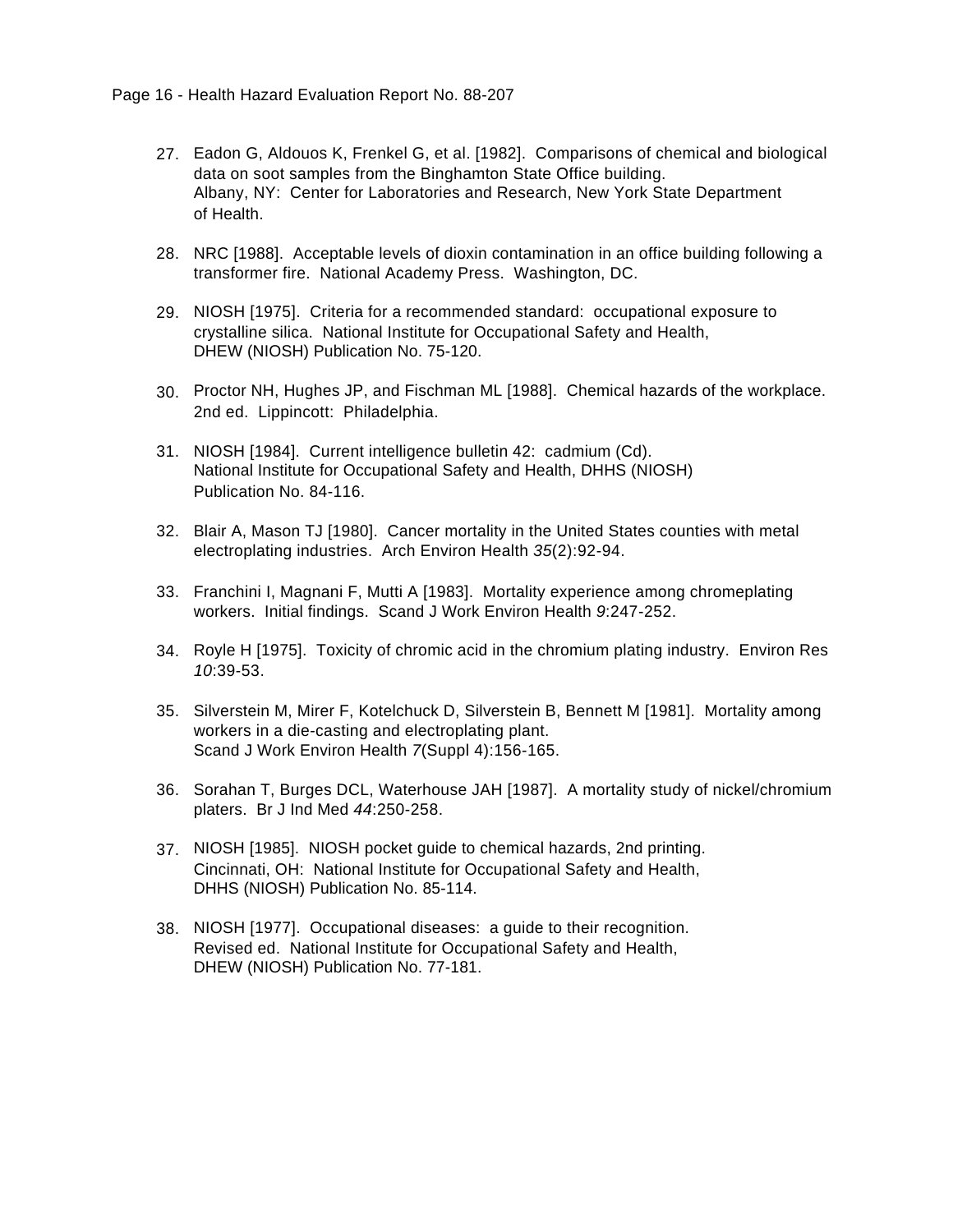27. Eadon G, Aldouos K, Frenkel G, et al. [1982]. Comparisons of chemical and biological data on soot samples from the Binghamton State Office building. Albany, NY: Center for Laboratories and Research, New York State Department of Health.

28. NRC [1988]. Acceptable levels of dioxin contamination in an office building following a transformer fire. National Academy Press. Washington, DC.

29. NIOSH [1975]. Criteria for a recommended standard: occupational exposure to crystalline silica. National Institute for Occupational Safety and Health, DHEW (NIOSH) Publication No. 75-120.

30. Proctor NH, Hughes JP, and Fischman ML [1988]. Chemical hazards of the workplace. 2nd ed. Lippincott: Philadelphia.

31. NIOSH [1984]. Current intelligence bulletin 42: cadmium (Cd). National Institute for Occupational Safety and Health, DHHS (NIOSH) Publication No. 84-116.

32. Blair A, Mason TJ [1980]. Cancer mortality in the United States counties with metal electroplating industries. Arch Environ Health *35*(2):92-94.

33. Franchini I, Magnani F, Mutti A [1983]. Mortality experience among chromeplating workers. Initial findings. Scand J Work Environ Health *9*:247-252.

34. Royle H [1975]. Toxicity of chromic acid in the chromium plating industry. Environ Res *10*:39-53.

35. Silverstein M, Mirer F, Kotelchuck D, Silverstein B, Bennett M [1981]. Mortality among workers in a die-casting and electroplating plant. Scand J Work Environ Health *7*(Suppl 4):156-165.

36. Sorahan T, Burges DCL, Waterhouse JAH [1987]. A mortality study of nickel/chromium platers. Br J Ind Med *44*:250-258.

37. NIOSH [1985]. NIOSH pocket guide to chemical hazards, 2nd printing. Cincinnati, OH: National Institute for Occupational Safety and Health, DHHS (NIOSH) Publication No. 85-114.

38. NIOSH [1977]. Occupational diseases: a guide to their recognition. Revised ed. National Institute for Occupational Safety and Health, DHEW (NIOSH) Publication No. 77-181.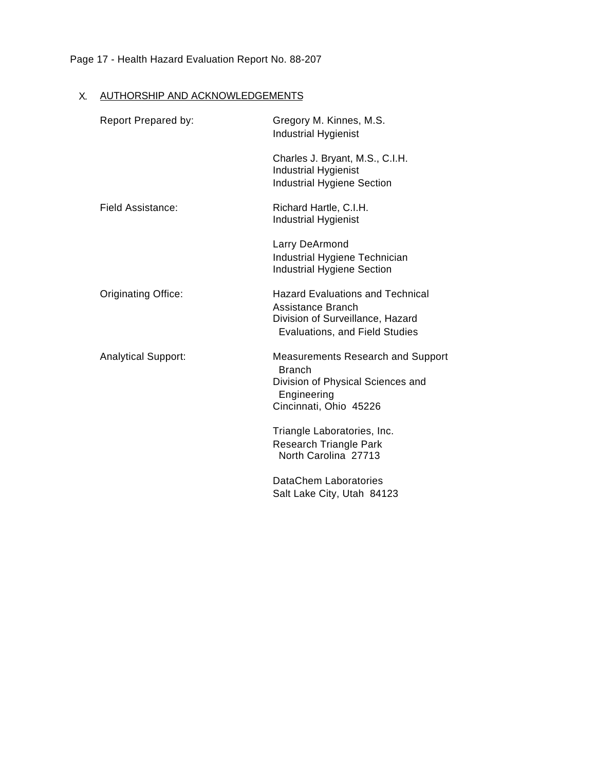## X. AUTHORSHIP AND ACKNOWLEDGEMENTS

| | |
|---|---|
| Report Prepared by: | Gregory M. Kinnes, M.S.<br>Industrial Hygienist |
| | Charles J. Bryant, M.S., C.I.H.<br>Industrial Hygienist<br>Industrial Hygiene Section |
| Field Assistance: | Richard Hartle, C.I.H.<br>Industrial Hygienist |
| | Larry DeArmond<br>Industrial Hygiene Technician<br>Industrial Hygiene Section |
| Originating Office: | Hazard Evaluations and Technical Assistance Branch<br>Division of Surveillance, Hazard Evaluations, and Field Studies |
| Analytical Support: | Measurements Research and Support Branch<br>Division of Physical Sciences and Engineering<br>Cincinnati, Ohio 45226 |
| | Triangle Laboratories, Inc.<br>Research Triangle Park<br>North Carolina 27713 |
| | DataChem Laboratories<br>Salt Lake City, Utah 84123 |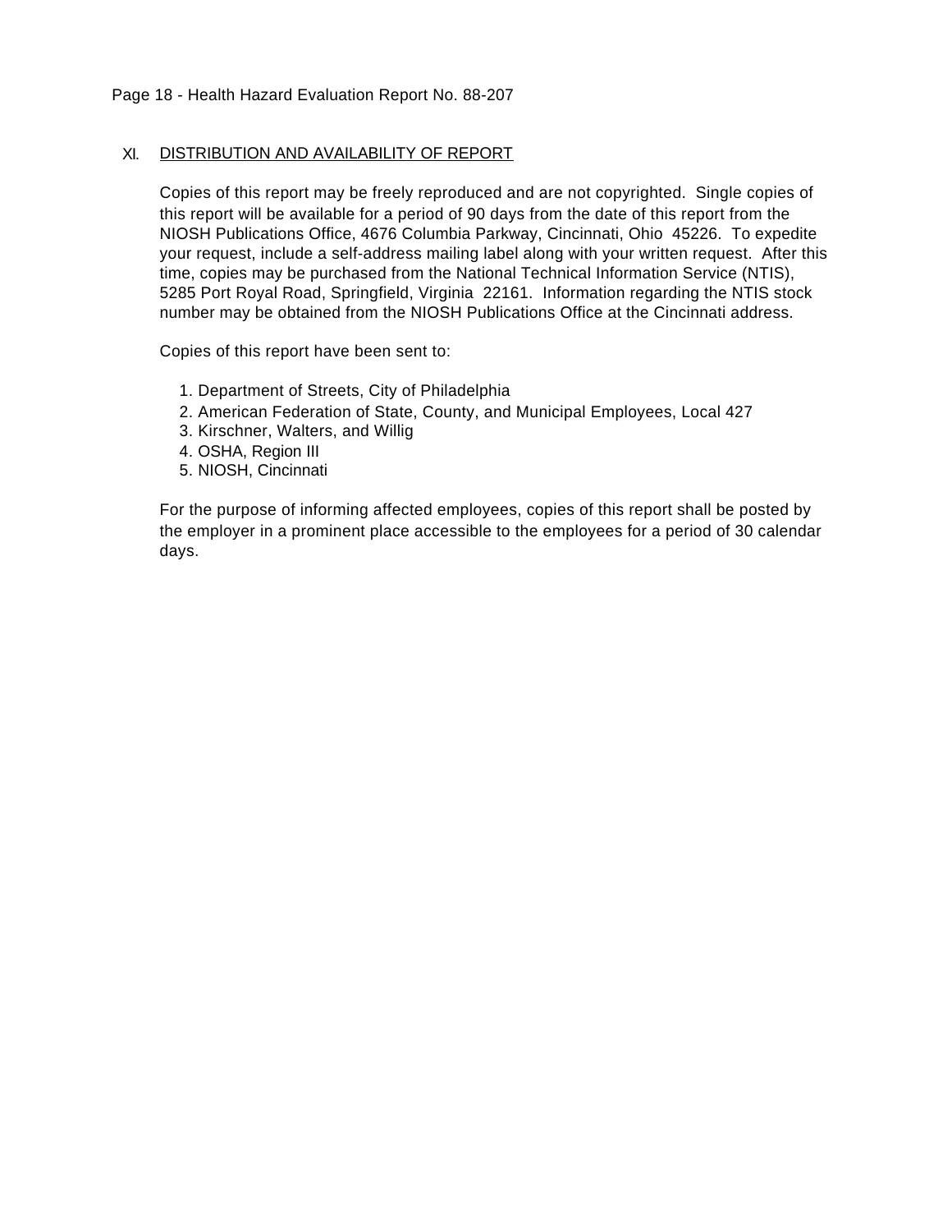## XI. DISTRIBUTION AND AVAILABILITY OF REPORT

Copies of this report may be freely reproduced and are not copyrighted. Single copies of this report will be available for a period of 90 days from the date of this report from the NIOSH Publications Office, 4676 Columbia Parkway, Cincinnati, Ohio 45226. To expedite your request, include a self-address mailing label along with your written request. After this time, copies may be purchased from the National Technical Information Service (NTIS), 5285 Port Royal Road, Springfield, Virginia 22161. Information regarding the NTIS stock number may be obtained from the NIOSH Publications Office at the Cincinnati address.

Copies of this report have been sent to:

1. Department of Streets, City of Philadelphia
2. American Federation of State, County, and Municipal Employees, Local 427
3. Kirschner, Walters, and Willig
4. OSHA, Region III
5. NIOSH, Cincinnati

For the purpose of informing affected employees, copies of this report shall be posted by the employer in a prominent place accessible to the employees for a period of 30 calendar days.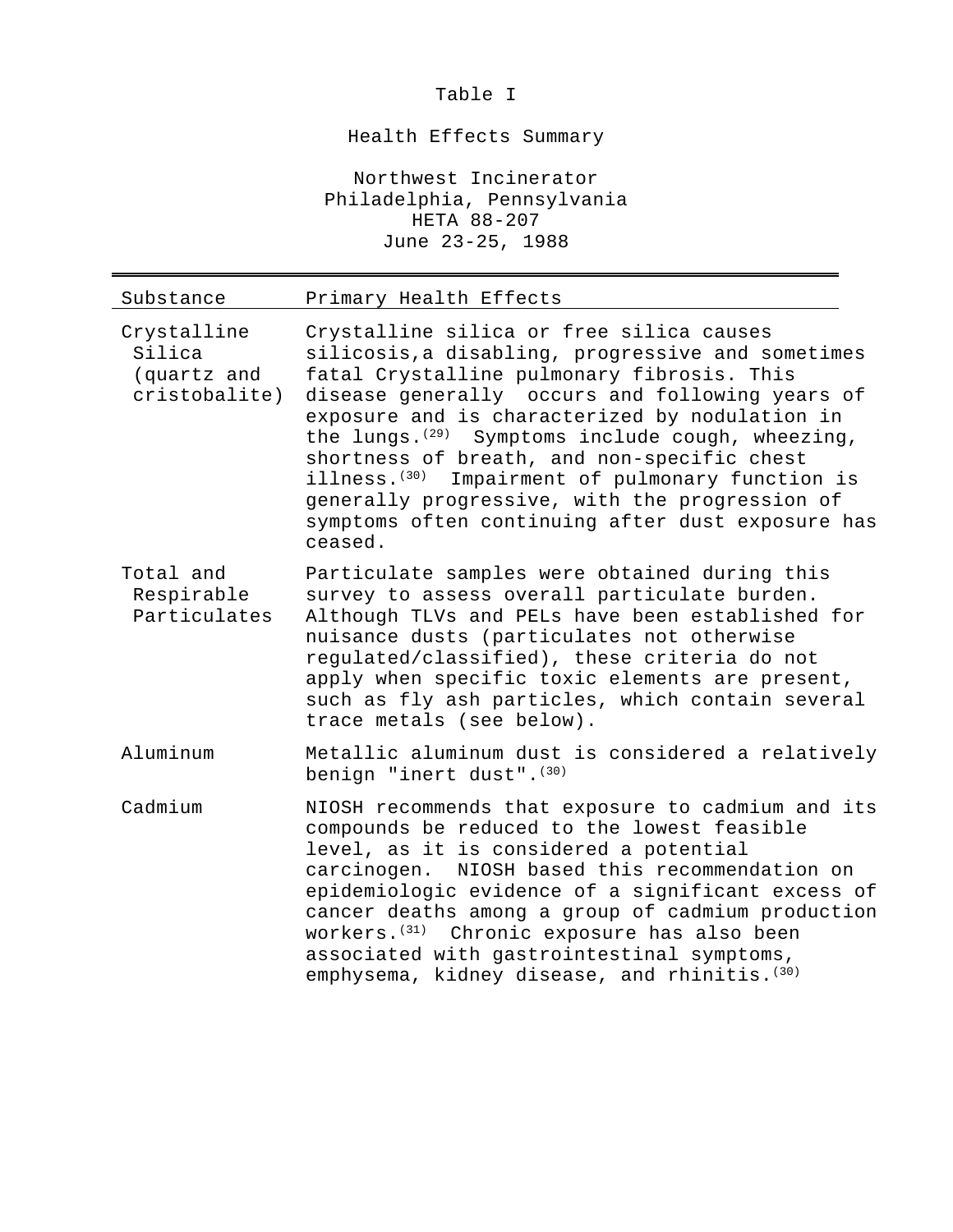Table I

Health Effects Summary

Northwest Incinerator
Philadelphia, Pennsylvania
HETA 88-207
June 23-25, 1988

| Substance | Primary Health Effects |
|---|---|
| Crystalline Silica (quartz and cristobalite) | Crystalline silica or free silica causes silicosis,a disabling, progressive and sometimes fatal Crystalline pulmonary fibrosis. This disease generally occurs and following years of exposure and is characterized by nodulation in the lungs.[29] Symptoms include cough, wheezing, shortness of breath, and non-specific chest illness.[30] Impairment of pulmonary function is generally progressive, with the progression of symptoms often continuing after dust exposure has ceased. |
| Total and Respirable Particulates | Particulate samples were obtained during this survey to assess overall particulate burden. Although TLVs and PELs have been established for nuisance dusts (particulates not otherwise regulated/classified), these criteria do not apply when specific toxic elements are present, such as fly ash particles, which contain several trace metals (see below). |
| Aluminum | Metallic aluminum dust is considered a relatively benign "inert dust".[30] |
| Cadmium | NIOSH recommends that exposure to cadmium and its compounds be reduced to the lowest feasible level, as it is considered a potential carcinogen. NIOSH based this recommendation on epidemiologic evidence of a significant excess of cancer deaths among a group of cadmium production workers.[31] Chronic exposure has also been associated with gastrointestinal symptoms, emphysema, kidney disease, and rhinitis.[30] |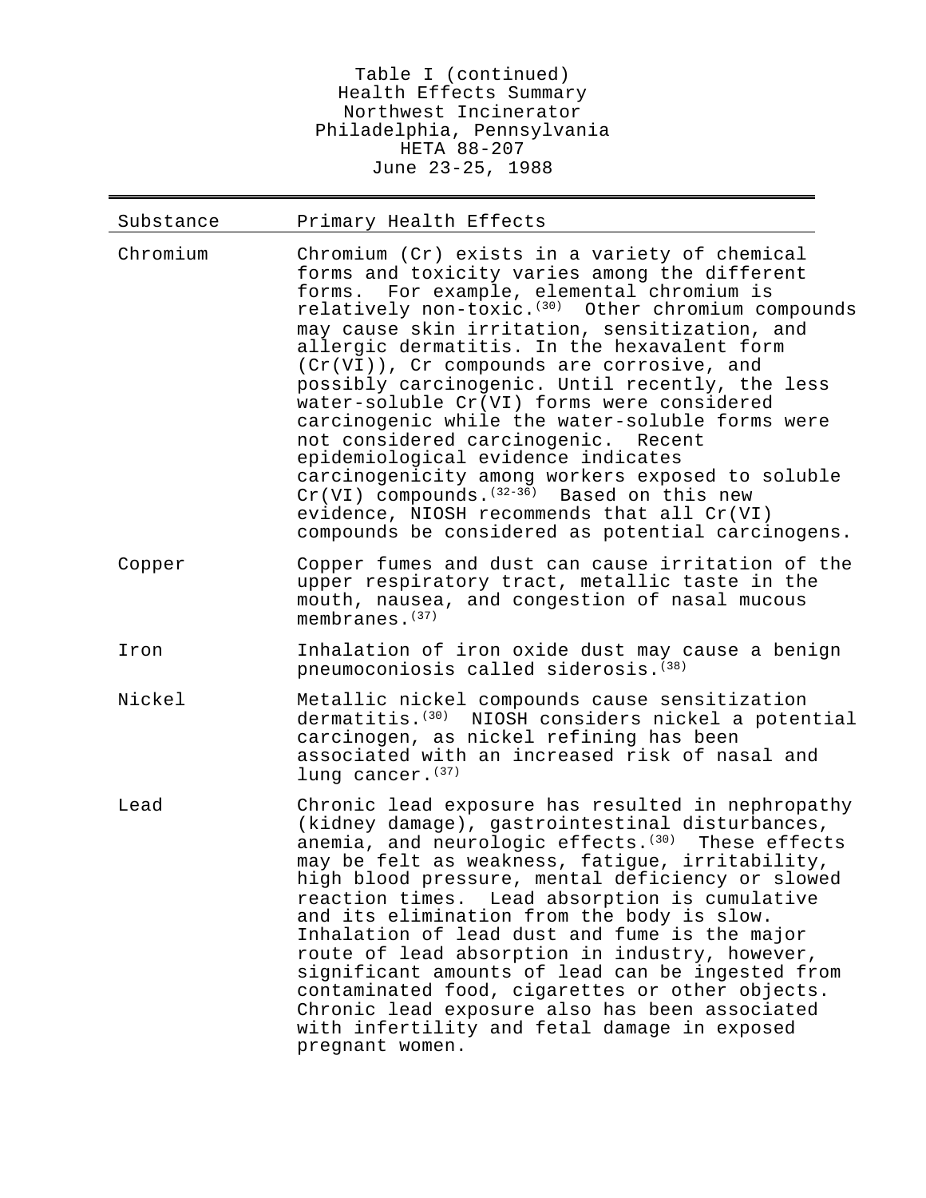Table I (continued)
Health Effects Summary
Northwest Incinerator
Philadelphia, Pennsylvania
HETA 88-207
June 23-25, 1988

| Substance | Primary Health Effects |
|---|---|
| Chromium | Chromium (Cr) exists in a variety of chemical forms and toxicity varies among the different forms. For example, elemental chromium is relatively non-toxic.[30] Other chromium compounds may cause skin irritation, sensitization, and allergic dermatitis. In the hexavalent form (Cr(VI)), Cr compounds are corrosive, and possibly carcinogenic. Until recently, the less water-soluble Cr(VI) forms were considered carcinogenic while the water-soluble forms were not considered carcinogenic. Recent epidemiological evidence indicates carcinogenicity among workers exposed to soluble Cr(VI) compounds.[32-36] Based on this new evidence, NIOSH recommends that all Cr(VI) compounds be considered as potential carcinogens. |
| Copper | Copper fumes and dust can cause irritation of the upper respiratory tract, metallic taste in the mouth, nausea, and congestion of nasal mucous membranes.[37] |
| Iron | Inhalation of iron oxide dust may cause a benign pneumoconiosis called siderosis.[38] |
| Nickel | Metallic nickel compounds cause sensitization dermatitis.[30] NIOSH considers nickel a potential carcinogen, as nickel refining has been associated with an increased risk of nasal and lung cancer.[37] |
| Lead | Chronic lead exposure has resulted in nephropathy (kidney damage), gastrointestinal disturbances, anemia, and neurologic effects.[30] These effects may be felt as weakness, fatigue, irritability, high blood pressure, mental deficiency or slowed reaction times. Lead absorption is cumulative and its elimination from the body is slow. Inhalation of lead dust and fume is the major route of lead absorption in industry, however, significant amounts of lead can be ingested from contaminated food, cigarettes or other objects. Chronic lead exposure also has been associated with infertility and fetal damage in exposed pregnant women. |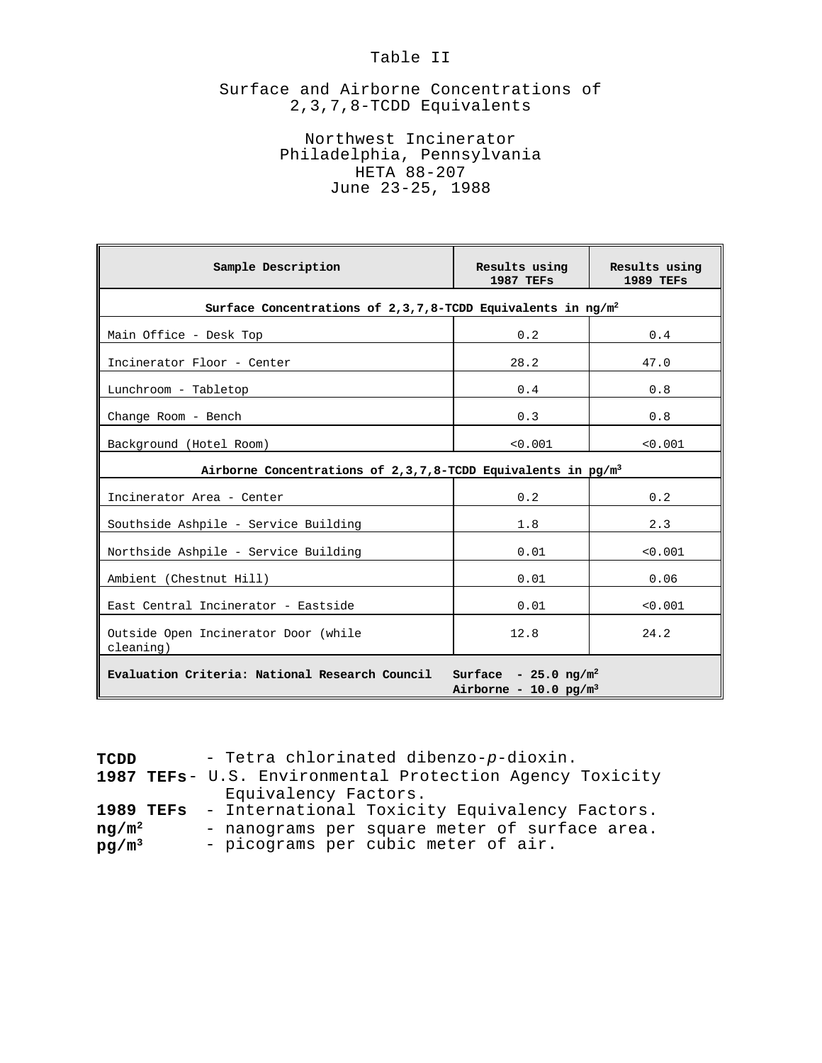# Table II

## Surface and Airborne Concentrations of 2,3,7,8-TCDD Equivalents

Northwest Incinerator
Philadelphia, Pennsylvania
HETA 88-207
June 23-25, 1988

| Sample Description | Results using 1987 TEFs | Results using 1989 TEFs |
|---|---|---|
| **Surface Concentrations of 2,3,7,8-TCDD Equivalents in $ng/m^2$** | | |
| Main Office - Desk Top | 0.2 | 0.4 |
| Incinerator Floor - Center | 28.2 | 47.0 |
| Lunchroom - Tabletop | 0.4 | 0.8 |
| Change Room - Bench | 0.3 | 0.8 |
| Background (Hotel Room) | <0.001 | <0.001 |
| **Airborne Concentrations of 2,3,7,8-TCDD Equivalents in $pg/m^3$** | | |
| Incinerator Area - Center | 0.2 | 0.2 |
| Southside Ashpile - Service Building | 1.8 | 2.3 |
| Northside Ashpile - Service Building | 0.01 | <0.001 |
| Ambient (Chestnut Hill) | 0.01 | 0.06 |
| East Central Incinerator - Eastside | 0.01 | <0.001 |
| Outside Open Incinerator Door (while cleaning) | 12.8 | 24.2 |
| **Evaluation Criteria: National Research Council** | **Surface - 25.0 $ng/m^2$** **Airborne - 10.0 $pg/m^3$** | |

**TCDD** - Tetra chlorinated dibenzo-*p*-dioxin.
**1987 TEFs** - U.S. Environmental Protection Agency Toxicity Equivalency Factors.
**1989 TEFs** - International Toxicity Equivalency Factors.
**$ng/m^2$** - nanograms per square meter of surface area.
**$pg/m^3$** - picograms per cubic meter of air.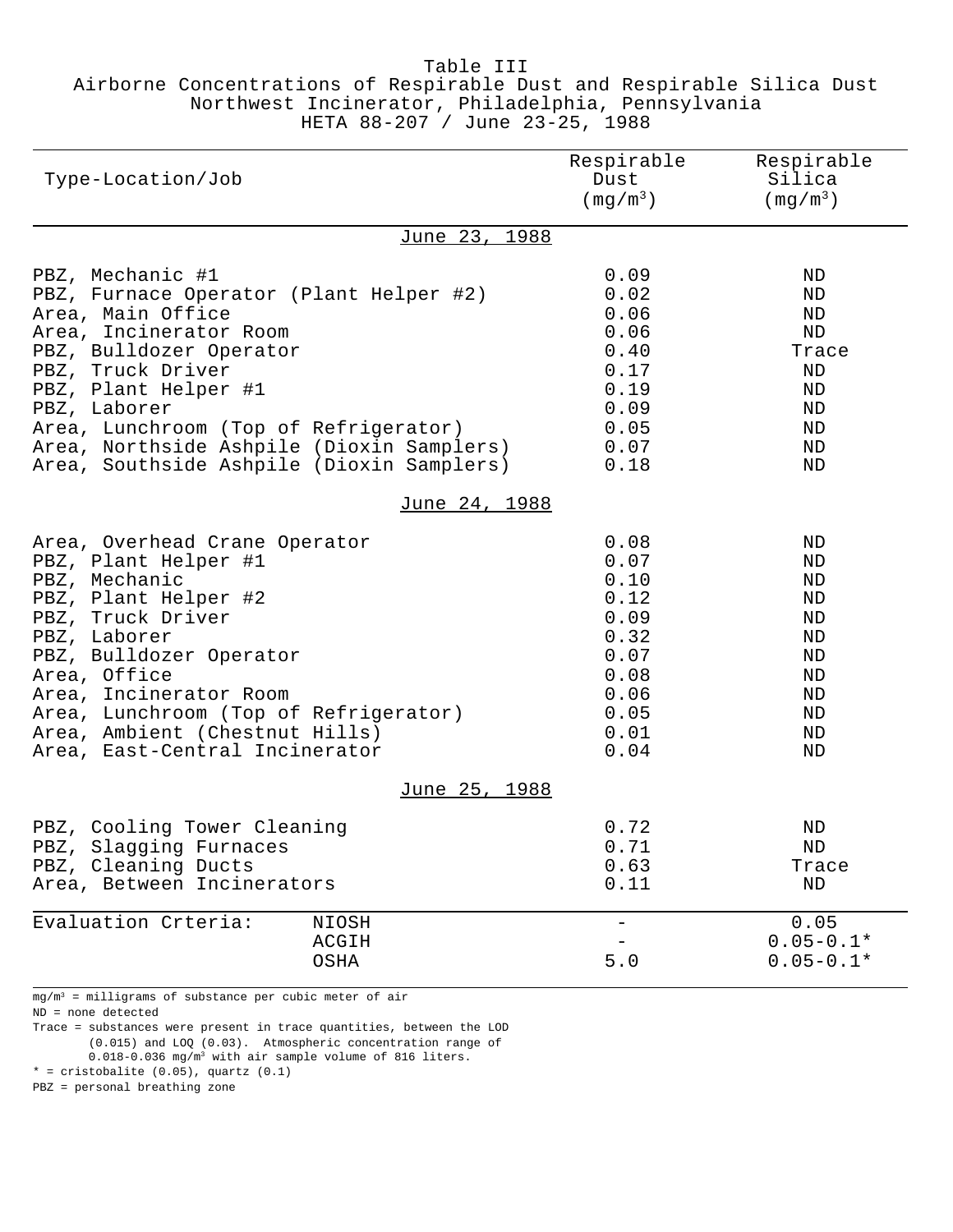Table III
Airborne Concentrations of Respirable Dust and Respirable Silica Dust
Northwest Incinerator, Philadelphia, Pennsylvania
HETA 88-207 / June 23-25, 1988

| Type-Location/Job | | Respirable Dust ($mg/m^3$) | Respirable Silica ($mg/m^3$) |
|---|---|---|---|
| **June 23, 1988** | | | |
| PBZ, Mechanic #1 | | 0.09 | ND |
| PBZ, Furnace Operator (Plant Helper #2) | | 0.02 | ND |
| Area, Main Office | | 0.06 | ND |
| Area, Incinerator Room | | 0.06 | ND |
| PBZ, Bulldozer Operator | | 0.40 | Trace |
| PBZ, Truck Driver | | 0.17 | ND |
| PBZ, Plant Helper #1 | | 0.19 | ND |
| PBZ, Laborer | | 0.09 | ND |
| Area, Lunchroom (Top of Refrigerator) | | 0.05 | ND |
| Area, Northside Ashpile (Dioxin Samplers) | | 0.07 | ND |
| Area, Southside Ashpile (Dioxin Samplers) | | 0.18 | ND |
| **June 24, 1988** | | | |
| Area, Overhead Crane Operator | | 0.08 | ND |
| PBZ, Plant Helper #1 | | 0.07 | ND |
| PBZ, Mechanic | | 0.10 | ND |
| PBZ, Plant Helper #2 | | 0.12 | ND |
| PBZ, Truck Driver | | 0.09 | ND |
| PBZ, Laborer | | 0.32 | ND |
| PBZ, Bulldozer Operator | | 0.07 | ND |
| Area, Office | | 0.08 | ND |
| Area, Incinerator Room | | 0.06 | ND |
| Area, Lunchroom (Top of Refrigerator) | | 0.05 | ND |
| Area, Ambient (Chestnut Hills) | | 0.01 | ND |
| Area, East-Central Incinerator | | 0.04 | ND |
| **June 25, 1988** | | | |
| PBZ, Cooling Tower Cleaning | | 0.72 | ND |
| PBZ, Slagging Furnaces | | 0.71 | ND |
| PBZ, Cleaning Ducts | | 0.63 | Trace |
| Area, Between Incinerators | | 0.11 | ND |
| Evaluation Crteria: | NIOSH | - | 0.05 |
| | ACGIH | - | 0.05-0.1* |
| | OSHA | 5.0 | 0.05-0.1* |

$mg/m^3$ = milligrams of substance per cubic meter of air
ND = none detected
Trace = substances were present in trace quantities, between the LOD (0.015) and LOQ (0.03). Atmospheric concentration range of 0.018-0.036 $mg/m^3$ with air sample volume of 816 liters.
* = cristobalite (0.05), quartz (0.1)
PBZ = personal breathing zone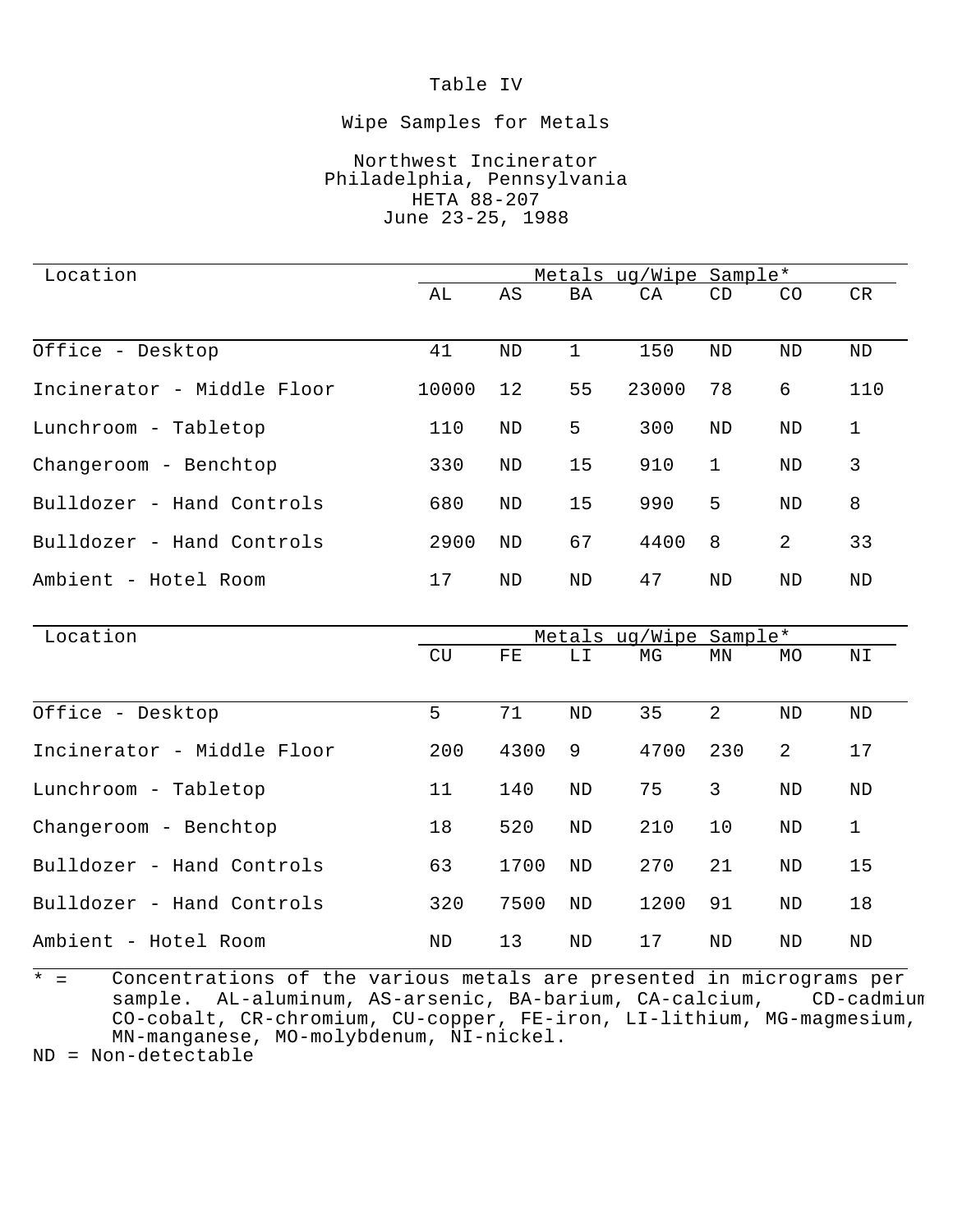# Table IV

## Wipe Samples for Metals

Northwest Incinerator
Philadelphia, Pennsylvania
HETA 88-207
June 23-25, 1988

| Location | Metals ug/Wipe Sample* | | | | | | |
|---|---|---|---|---|---|---|---|
| | AL | AS | BA | CA | CD | CO | CR |
| Office - Desktop | 41 | ND | 1 | 150 | ND | ND | ND |
| Incinerator - Middle Floor | 10000 | 12 | 55 | 23000 | 78 | 6 | 110 |
| Lunchroom - Tabletop | 110 | ND | 5 | 300 | ND | ND | 1 |
| Changeroom - Benchtop | 330 | ND | 15 | 910 | 1 | ND | 3 |
| Bulldozer - Hand Controls | 680 | ND | 15 | 990 | 5 | ND | 8 |
| Bulldozer - Hand Controls | 2900 | ND | 67 | 4400 | 8 | 2 | 33 |
| Ambient - Hotel Room | 17 | ND | ND | 47 | ND | ND | ND |

| Location | Metals ug/Wipe Sample* | | | | | | |
|---|---|---|---|---|---|---|---|
| | CU | FE | LI | MG | MN | MO | NI |
| Office - Desktop | 5 | 71 | ND | 35 | 2 | ND | ND |
| Incinerator - Middle Floor | 200 | 4300 | 9 | 4700 | 230 | 2 | 17 |
| Lunchroom - Tabletop | 11 | 140 | ND | 75 | 3 | ND | ND |
| Changeroom - Benchtop | 18 | 520 | ND | 210 | 10 | ND | 1 |
| Bulldozer - Hand Controls | 63 | 1700 | ND | 270 | 21 | ND | 15 |
| Bulldozer - Hand Controls | 320 | 7500 | ND | 1200 | 91 | ND | 18 |
| Ambient - Hotel Room | ND | 13 | ND | 17 | ND | ND | ND |

\* = Concentrations of the various metals are presented in micrograms per sample. AL-aluminum, AS-arsenic, BA-barium, CA-calcium, CD-cadmium, CO-cobalt, CR-chromium, CU-copper, FE-iron, LI-lithium, MG-magmesium, MN-manganese, MO-molybdenum, NI-nickel.

ND = Non-detectable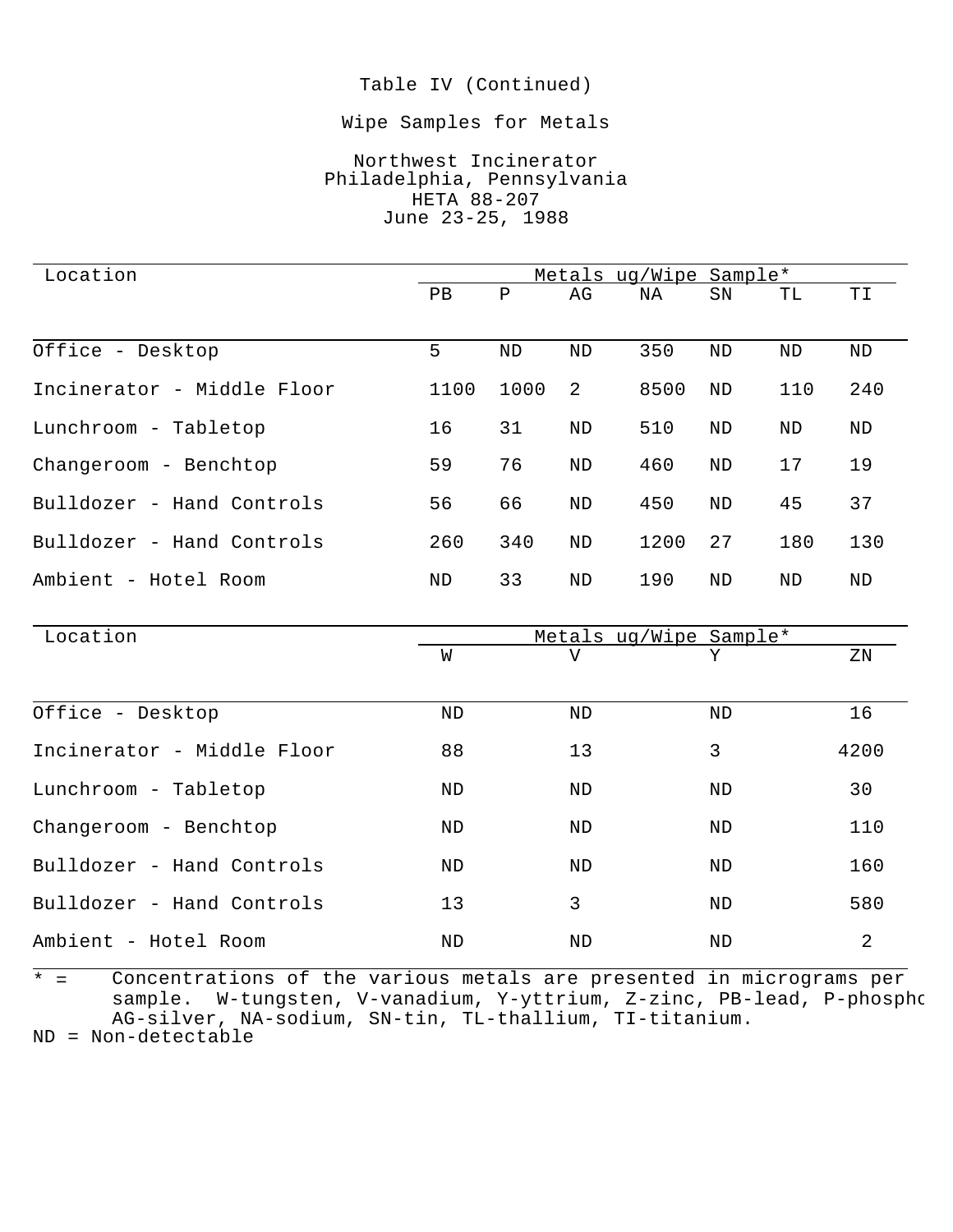Table IV (Continued)

Wipe Samples for Metals

Northwest Incinerator
Philadelphia, Pennsylvania
HETA 88-207
June 23-25, 1988

| Location | Metals ug/Wipe Sample* | | | | | | |
|---|---|---|---|---|---|---|---|
| | PB | P | AG | NA | SN | TL | TI |
| Office - Desktop | 5 | ND | ND | 350 | ND | ND | ND |
| Incinerator - Middle Floor | 1100 | 1000 | 2 | 8500 | ND | 110 | 240 |
| Lunchroom - Tabletop | 16 | 31 | ND | 510 | ND | ND | ND |
| Changeroom - Benchtop | 59 | 76 | ND | 460 | ND | 17 | 19 |
| Bulldozer - Hand Controls | 56 | 66 | ND | 450 | ND | 45 | 37 |
| Bulldozer - Hand Controls | 260 | 340 | ND | 1200 | 27 | 180 | 130 |
| Ambient - Hotel Room | ND | 33 | ND | 190 | ND | ND | ND |

| Location | Metals ug/Wipe Sample* | | | |
|---|---|---|---|---|
| | W | V | Y | ZN |
| Office - Desktop | ND | ND | ND | 16 |
| Incinerator - Middle Floor | 88 | 13 | 3 | 4200 |
| Lunchroom - Tabletop | ND | ND | ND | 30 |
| Changeroom - Benchtop | ND | ND | ND | 110 |
| Bulldozer - Hand Controls | ND | ND | ND | 160 |
| Bulldozer - Hand Controls | 13 | 3 | ND | 580 |
| Ambient - Hotel Room | ND | ND | ND | 2 |

* = Concentrations of the various metals are presented in micrograms per sample. W-tungsten, V-vanadium, Y-yttrium, Z-zinc, PB-lead, P-phospho AG-silver, NA-sodium, SN-tin, TL-thallium, TI-titanium.

ND = Non-detectable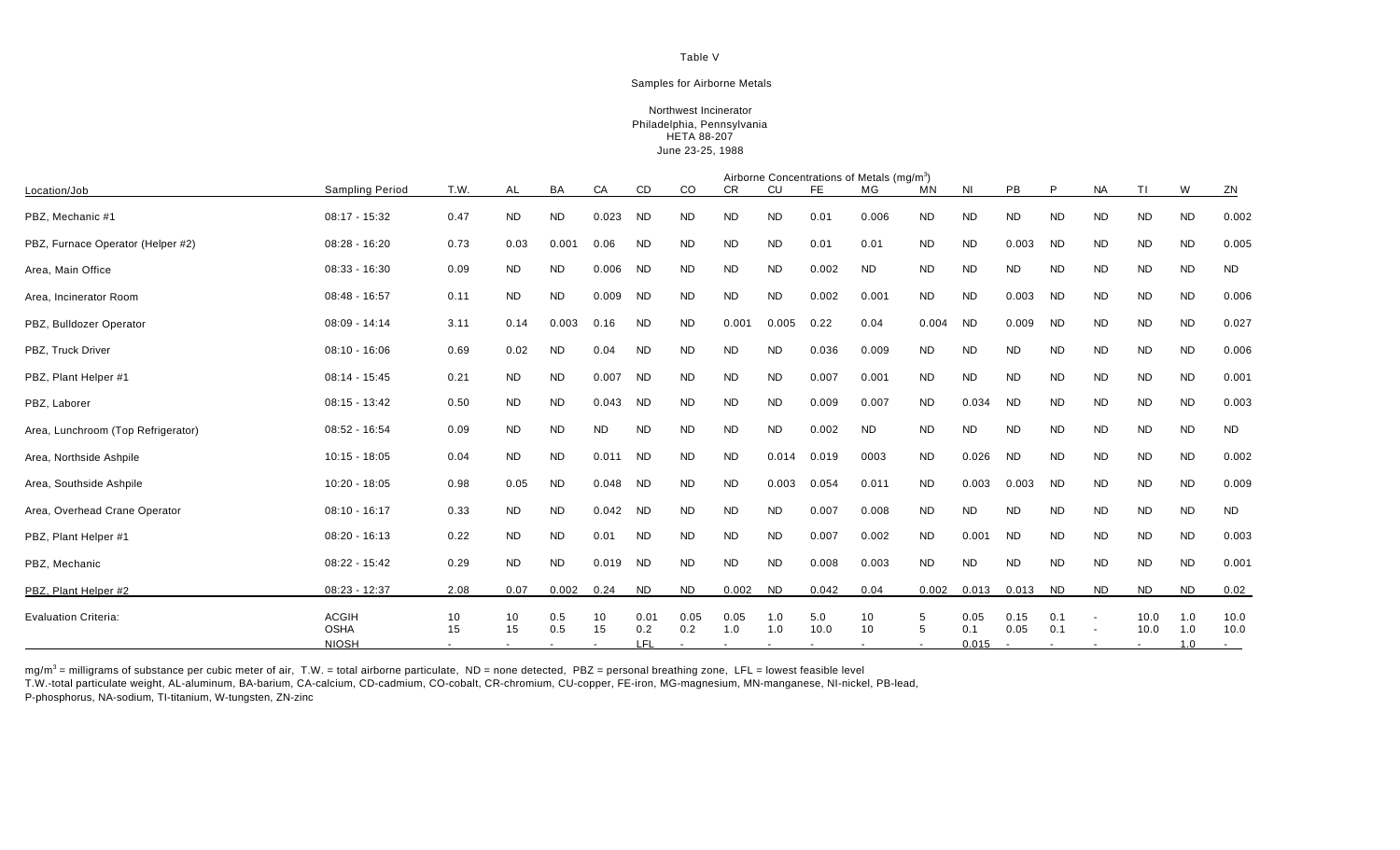Table V

Samples for Airborne Metals

Northwest Incinerator
Philadelphia, Pennsylvania
HETA 88-207
June 23-25, 1988

| Location/Job | Sampling Period | T.W. | AL | BA | CA | CD | CO | CR | CU | FE | MG | MN | NI | PB | P | NA | TI | W | ZN |
|---|---|---|---|---|---|---|---|---|---|---|---|---|---|---|---|---|---|---|---|
| | | | Airborne Concentrations of Metals (mg/m³) | | | | | | | | | | | | | | | | |
| PBZ, Mechanic #1 | 08:17 - 15:32 | 0.47 | ND | ND | 0.023 | ND | ND | ND | ND | 0.01 | 0.006 | ND | ND | ND | ND | ND | ND | ND | 0.002 |
| PBZ, Furnace Operator (Helper #2) | 08:28 - 16:20 | 0.73 | 0.03 | 0.001 | 0.06 | ND | ND | ND | ND | 0.01 | 0.01 | ND | ND | 0.003 | ND | ND | ND | ND | 0.005 |
| Area, Main Office | 08:33 - 16:30 | 0.09 | ND | ND | 0.006 | ND | ND | ND | ND | 0.002 | ND | ND | ND | ND | ND | ND | ND | ND | ND |
| Area, Incinerator Room | 08:48 - 16:57 | 0.11 | ND | ND | 0.009 | ND | ND | ND | ND | 0.002 | 0.001 | ND | ND | 0.003 | ND | ND | ND | ND | 0.006 |
| PBZ, Bulldozer Operator | 08:09 - 14:14 | 3.11 | 0.14 | 0.003 | 0.16 | ND | ND | 0.001 | 0.005 | 0.22 | 0.04 | 0.004 | ND | 0.009 | ND | ND | ND | ND | 0.027 |
| PBZ, Truck Driver | 08:10 - 16:06 | 0.69 | 0.02 | ND | 0.04 | ND | ND | ND | ND | 0.036 | 0.009 | ND | ND | ND | ND | ND | ND | ND | 0.006 |
| PBZ, Plant Helper #1 | 08:14 - 15:45 | 0.21 | ND | ND | 0.007 | ND | ND | ND | ND | 0.007 | 0.001 | ND | ND | ND | ND | ND | ND | ND | 0.001 |
| PBZ, Laborer | 08:15 - 13:42 | 0.50 | ND | ND | 0.043 | ND | ND | ND | ND | 0.009 | 0.007 | ND | 0.034 | ND | ND | ND | ND | ND | 0.003 |
| Area, Lunchroom (Top Refrigerator) | 08:52 - 16:54 | 0.09 | ND | ND | ND | ND | ND | ND | ND | 0.002 | ND | ND | ND | ND | ND | ND | ND | ND | ND |
| Area, Northside Ashpile | 10:15 - 18:05 | 0.04 | ND | ND | 0.011 | ND | ND | ND | 0.014 | 0.019 | 0003 | ND | 0.026 | ND | ND | ND | ND | ND | 0.002 |
| Area, Southside Ashpile | 10:20 - 18:05 | 0.98 | 0.05 | ND | 0.048 | ND | ND | ND | 0.003 | 0.054 | 0.011 | ND | 0.003 | 0.003 | ND | ND | ND | ND | 0.009 |
| Area, Overhead Crane Operator | 08:10 - 16:17 | 0.33 | ND | ND | 0.042 | ND | ND | ND | ND | 0.007 | 0.008 | ND | ND | ND | ND | ND | ND | ND | ND |
| PBZ, Plant Helper #1 | 08:20 - 16:13 | 0.22 | ND | ND | 0.01 | ND | ND | ND | ND | 0.007 | 0.002 | ND | 0.001 | ND | ND | ND | ND | ND | 0.003 |
| PBZ, Mechanic | 08:22 - 15:42 | 0.29 | ND | ND | 0.019 | ND | ND | ND | ND | 0.008 | 0.003 | ND | ND | ND | ND | ND | ND | ND | 0.001 |
| PBZ, Plant Helper #2 | 08:23 - 12:37 | 2.08 | 0.07 | 0.002 | 0.24 | ND | ND | 0.002 | ND | 0.042 | 0.04 | 0.002 | 0.013 | 0.013 | ND | ND | ND | ND | 0.02 |
| Evaluation Criteria: | ACGIH | 10 | 10 | 0.5 | 10 | 0.01 | 0.05 | 0.05 | 1.0 | 5.0 | 10 | 5 | 0.05 | 0.15 | 0.1 | - | 10.0 | 1.0 | 10.0 |
| | OSHA | 15 | 15 | 0.5 | 15 | 0.2 | 0.2 | 1.0 | 1.0 | 10.0 | 10 | 5 | 0.1 | 0.05 | 0.1 | - | 10.0 | 1.0 | 10.0 |
| | NIOSH | - | - | - | - | LFL | - | - | - | - | - | - | 0.015 | - | - | - | - | 1.0 | - |

mg/m³ = milligrams of substance per cubic meter of air, T.W. = total airborne particulate, ND = none detected, PBZ = personal breathing zone, LFL = lowest feasible level
T.W.-total particulate weight, AL-aluminum, BA-barium, CA-calcium, CD-cadmium, CO-cobalt, CR-chromium, CU-copper, FE-iron, MG-magnesium, MN-manganese, NI-nickel, PB-lead,
P-phosphorus, NA-sodium, TI-titanium, W-tungsten, ZN-zinc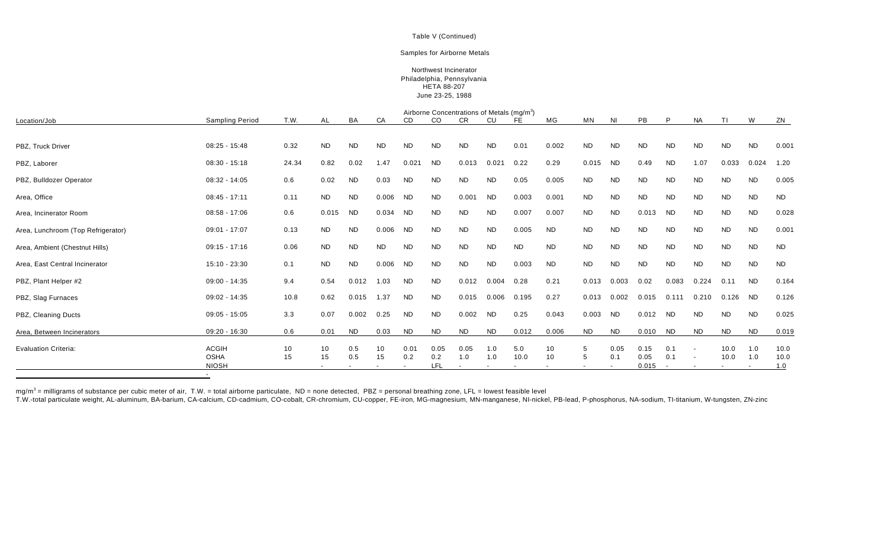Table V (Continued)

Samples for Airborne Metals

Northwest Incinerator
Philadelphia, Pennsylvania
HETA 88-207
June 23-25, 1988

| Location/Job | Sampling Period | T.W. | AL | BA | CA | CD | CO | CR | CU | FE | MG | MN | NI | PB | P | NA | TI | W | ZN |
|---|---|---|---|---|---|---|---|---|---|---|---|---|---|---|---|---|---|---|---|
| | | | Airborne Concentrations of Metals (mg/m³) | | | | | | | | | | | | | | | | |
| PBZ, Truck Driver | 08:25 - 15:48 | 0.32 | ND | ND | ND | ND | ND | ND | ND | 0.01 | 0.002 | ND | ND | ND | ND | ND | ND | ND | 0.001 |
| PBZ, Laborer | 08:30 - 15:18 | 24.34 | 0.82 | 0.02 | 1.47 | 0.021 | ND | 0.013 | 0.021 | 0.22 | 0.29 | 0.015 | ND | 0.49 | ND | 1.07 | 0.033 | 0.024 | 1.20 |
| PBZ, Bulldozer Operator | 08:32 - 14:05 | 0.6 | 0.02 | ND | 0.03 | ND | ND | ND | ND | 0.05 | 0.005 | ND | ND | ND | ND | ND | ND | ND | 0.005 |
| Area, Office | 08:45 - 17:11 | 0.11 | ND | ND | 0.006 | ND | ND | 0.001 | ND | 0.003 | 0.001 | ND | ND | ND | ND | ND | ND | ND | ND |
| Area, Incinerator Room | 08:58 - 17:06 | 0.6 | 0.015 | ND | 0.034 | ND | ND | ND | ND | 0.007 | 0.007 | ND | ND | 0.013 | ND | ND | ND | ND | 0.028 |
| Area, Lunchroom (Top Refrigerator) | 09:01 - 17:07 | 0.13 | ND | ND | 0.006 | ND | ND | ND | ND | 0.005 | ND | ND | ND | ND | ND | ND | ND | ND | 0.001 |
| Area, Ambient (Chestnut Hills) | 09:15 - 17:16 | 0.06 | ND | ND | ND | ND | ND | ND | ND | ND | ND | ND | ND | ND | ND | ND | ND | ND | ND |
| Area, East Central Incinerator | 15:10 - 23:30 | 0.1 | ND | ND | 0.006 | ND | ND | ND | ND | 0.003 | ND | ND | ND | ND | ND | ND | ND | ND | ND |
| PBZ, Plant Helper #2 | 09:00 - 14:35 | 9.4 | 0.54 | 0.012 | 1.03 | ND | ND | 0.012 | 0.004 | 0.28 | 0.21 | 0.013 | 0.003 | 0.02 | 0.083 | 0.224 | 0.11 | ND | 0.164 |
| PBZ, Slag Furnaces | 09:02 - 14:35 | 10.8 | 0.62 | 0.015 | 1.37 | ND | ND | 0.015 | 0.006 | 0.195 | 0.27 | 0.013 | 0.002 | 0.015 | 0.111 | 0.210 | 0.126 | ND | 0.126 |
| PBZ, Cleaning Ducts | 09:05 - 15:05 | 3.3 | 0.07 | 0.002 | 0.25 | ND | ND | 0.002 | ND | 0.25 | 0.043 | 0.003 | ND | 0.012 | ND | ND | ND | ND | 0.025 |
| Area, Between Incinerators | 09:20 - 16:30 | 0.6 | 0.01 | ND | 0.03 | ND | ND | ND | ND | 0.012 | 0.006 | ND | ND | 0.010 | ND | ND | ND | ND | 0.019 |
| Evaluation Criteria: | ACGIH | 10 | 10 | 0.5 | 10 | 0.01 | 0.05 | 0.05 | 1.0 | 5.0 | 10 | 5 | 0.05 | 0.15 | 0.1 | - | 10.0 | 1.0 | 10.0 |
| | OSHA | 15 | 15 | 0.5 | 15 | 0.2 | 0.2 | 1.0 | 1.0 | 10.0 | 10 | 5 | 0.1 | 0.05 | 0.1 | - | 10.0 | 1.0 | 10.0 |
| | NIOSH | - | - | - | - | - | LFL | - | - | - | - | - | - | 0.015 | - | - | - | - | 1.0 |

mg/m³ = milligrams of substance per cubic meter of air, T.W. = total airborne particulate, ND = none detected, PBZ = personal breathing zone, LFL = lowest feasible level

T.W.-total particulate weight, AL-aluminum, BA-barium, CA-calcium, CD-cadmium, CO-cobalt, CR-chromium, CU-copper, FE-iron, MG-magnesium, MN-manganese, NI-nickel, PB-lead, P-phosphorus, NA-sodium, TI-titanium, W-tungsten, ZN-zinc